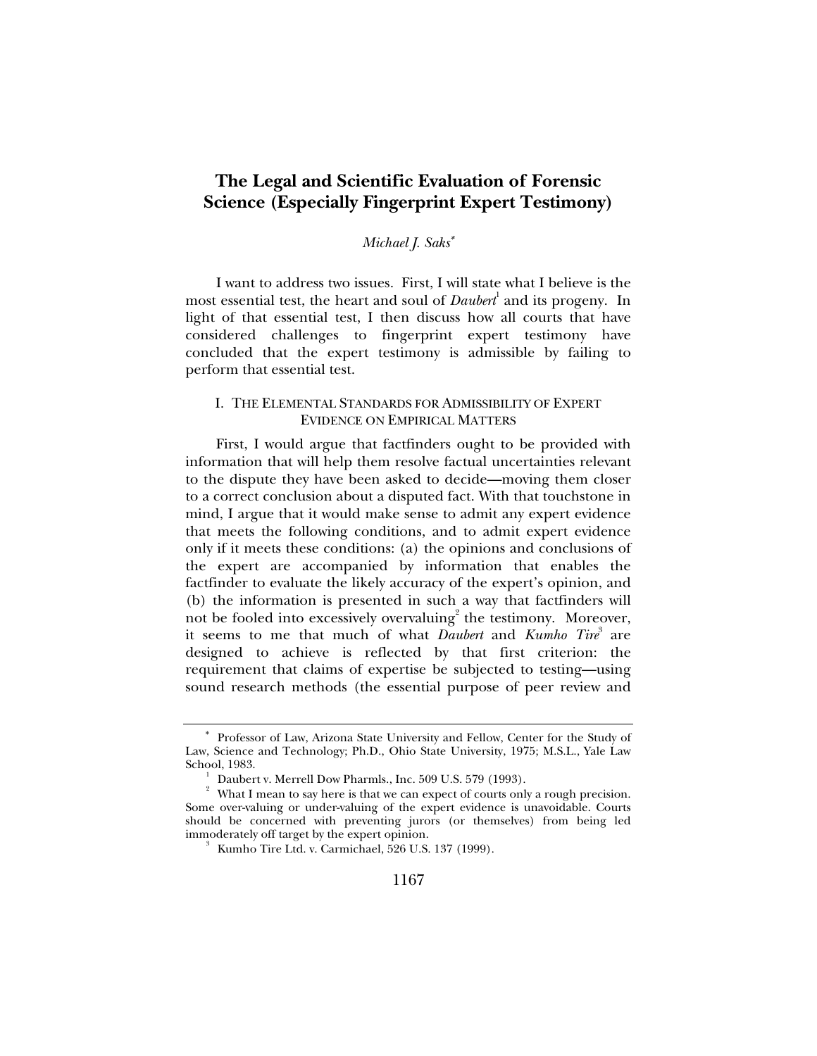# The Legal and Scientific Evaluation of Forensic Science (Especially Fingerprint Expert Testimony)

*Michael J. Saks*[*]

I want to address two issues. First, I will state what I believe is the most essential test, the heart and soul of *Daubert*[1] and its progeny. In light of that essential test, I then discuss how all courts that have considered challenges to fingerprint expert testimony have concluded that the expert testimony is admissible by failing to perform that essential test.

## I. THE ELEMENTAL STANDARDS FOR ADMISSIBILITY OF EXPERT EVIDENCE ON EMPIRICAL MATTERS

First, I would argue that factfinders ought to be provided with information that will help them resolve factual uncertainties relevant to the dispute they have been asked to decide—moving them closer to a correct conclusion about a disputed fact. With that touchstone in mind, I argue that it would make sense to admit any expert evidence that meets the following conditions, and to admit expert evidence only if it meets these conditions: (a) the opinions and conclusions of the expert are accompanied by information that enables the factfinder to evaluate the likely accuracy of the expert's opinion, and (b) the information is presented in such a way that factfinders will not be fooled into excessively overvaluing[2] the testimony. Moreover, it seems to me that much of what *Daubert* and *Kumho Tire*[3] are designed to achieve is reflected by that first criterion: the requirement that claims of expertise be subjected to testing—using sound research methods (the essential purpose of peer review and

---

[*] Professor of Law, Arizona State University and Fellow, Center for the Study of Law, Science and Technology; Ph.D., Ohio State University, 1975; M.S.L., Yale Law School, 1983.

[1] Daubert v. Merrell Dow Pharmls., Inc. 509 U.S. 579 (1993).

[2] What I mean to say here is that we can expect of courts only a rough precision. Some over-valuing or under-valuing of the expert evidence is unavoidable. Courts should be concerned with preventing jurors (or themselves) from being led immoderately off target by the expert opinion.

[3] Kumho Tire Ltd. v. Carmichael, 526 U.S. 137 (1999).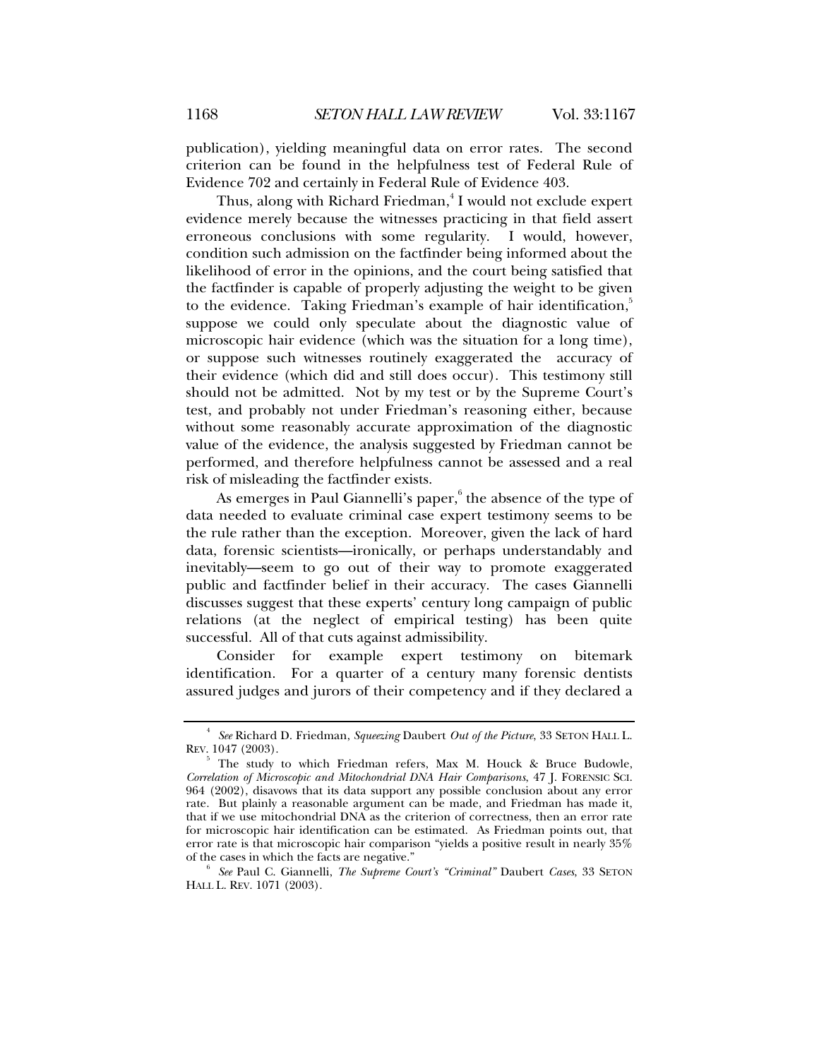publication), yielding meaningful data on error rates. The second criterion can be found in the helpfulness test of Federal Rule of Evidence 702 and certainly in Federal Rule of Evidence 403.

Thus, along with Richard Friedman,[4] I would not exclude expert evidence merely because the witnesses practicing in that field assert erroneous conclusions with some regularity. I would, however, condition such admission on the factfinder being informed about the likelihood of error in the opinions, and the court being satisfied that the factfinder is capable of properly adjusting the weight to be given to the evidence. Taking Friedman's example of hair identification,[5] suppose we could only speculate about the diagnostic value of microscopic hair evidence (which was the situation for a long time), or suppose such witnesses routinely exaggerated the accuracy of their evidence (which did and still does occur). This testimony still should not be admitted. Not by my test or by the Supreme Court's test, and probably not under Friedman's reasoning either, because without some reasonably accurate approximation of the diagnostic value of the evidence, the analysis suggested by Friedman cannot be performed, and therefore helpfulness cannot be assessed and a real risk of misleading the factfinder exists.

As emerges in Paul Giannelli's paper,[6] the absence of the type of data needed to evaluate criminal case expert testimony seems to be the rule rather than the exception. Moreover, given the lack of hard data, forensic scientists—ironically, or perhaps understandably and inevitably—seem to go out of their way to promote exaggerated public and factfinder belief in their accuracy. The cases Giannelli discusses suggest that these experts' century long campaign of public relations (at the neglect of empirical testing) has been quite successful. All of that cuts against admissibility.

Consider for example expert testimony on bitemark identification. For a quarter of a century many forensic dentists assured judges and jurors of their competency and if they declared a

---

[4] *See* Richard D. Friedman, *Squeezing* Daubert *Out of the Picture*, 33 SETON HALL L. REV. 1047 (2003).

[5] The study to which Friedman refers, Max M. Houck & Bruce Budowle, *Correlation of Microscopic and Mitochondrial DNA Hair Comparisons*, 47 J. FORENSIC SCI. 964 (2002), disavows that its data support any possible conclusion about any error rate. But plainly a reasonable argument can be made, and Friedman has made it, that if we use mitochondrial DNA as the criterion of correctness, then an error rate for microscopic hair identification can be estimated. As Friedman points out, that error rate is that microscopic hair comparison "yields a positive result in nearly 35% of the cases in which the facts are negative."

[6] *See* Paul C. Giannelli, *The Supreme Court's "Criminal"* Daubert *Cases*, 33 SETON HALL L. REV. 1071 (2003).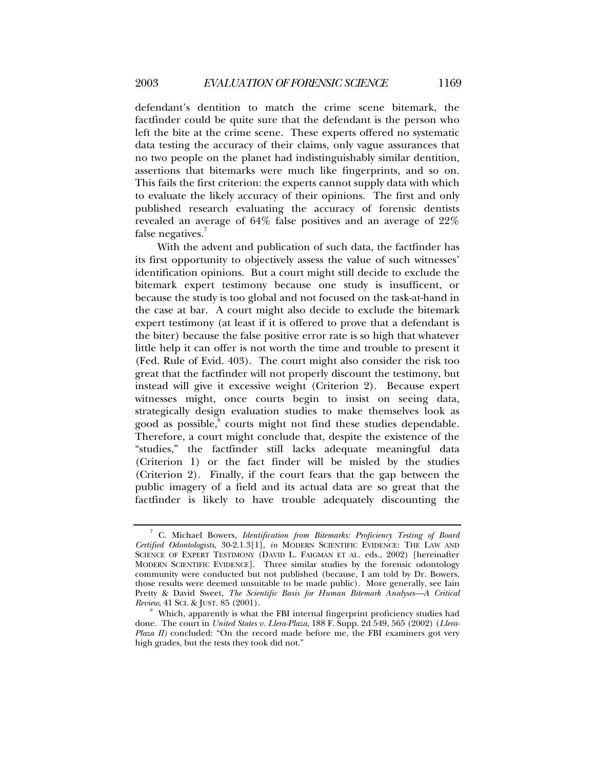defendant's dentition to match the crime scene bitemark, the factfinder could be quite sure that the defendant is the person who left the bite at the crime scene. These experts offered no systematic data testing the accuracy of their claims, only vague assurances that no two people on the planet had indistinguishably similar dentition, assertions that bitemarks were much like fingerprints, and so on. This fails the first criterion: the experts cannot supply data with which to evaluate the likely accuracy of their opinions. The first and only published research evaluating the accuracy of forensic dentists revealed an average of 64% false positives and an average of 22% false negatives.[7]

With the advent and publication of such data, the factfinder has its first opportunity to objectively assess the value of such witnesses' identification opinions. But a court might still decide to exclude the bitemark expert testimony because one study is insuffcent, or because the study is too global and not focused on the task-at-hand in the case at bar. A court might also decide to exclude the bitemark expert testimony (at least if it is offered to prove that a defendant is the biter) because the false positive error rate is so high that whatever little help it can offer is not worth the time and trouble to present it (Fed. Rule of Evid. 403). The court might also consider the risk too great that the factfinder will not properly discount the testimony, but instead will give it excessive weight (Criterion 2). Because expert witnesses might, once courts begin to insist on seeing data, strategically design evaluation studies to make themselves look as good as possible,[8] courts might not find these studies dependable. Therefore, a court might conclude that, despite the existence of the "studies," the factfinder still lacks adequate meaningful data (Criterion 1) or the fact finder will be misled by the studies (Criterion 2). Finally, if the court fears that the gap between the public imagery of a field and its actual data are so great that the factfinder is likely to have trouble adequately discounting the

---

[7] C. Michael Bowers, *Identification from Bitemarks: Proficiency Testing of Board Certified Odontologists*, 30-2.1.3[1], *in* MODERN SCIENTIFIC EVIDENCE: THE LAW AND SCIENCE OF EXPERT TESTIMONY (DAVID L. FAIGMAN ET AL. eds., 2002) [hereinafter MODERN SCIENTIFIC EVIDENCE]. Three similar studies by the forensic odontology community were conducted but not published (because, I am told by Dr. Bowers, those results were deemed unsuitable to be made public). More generally, see Iain Pretty & David Sweet, *The Scientific Basis for Human Bitemark Analyses—A Critical Review*, 41 SCI. & JUST. 85 (2001).

[8] Which, apparently is what the FBI internal fingerprint proficiency studies had done. The court in *United States v. Llera-Plaza*, 188 F. Supp. 2d 549, 565 (2002) (*Llera-Plaza II)* concluded: "On the record made before me, the FBI examiners got very high grades, but the tests they took did not."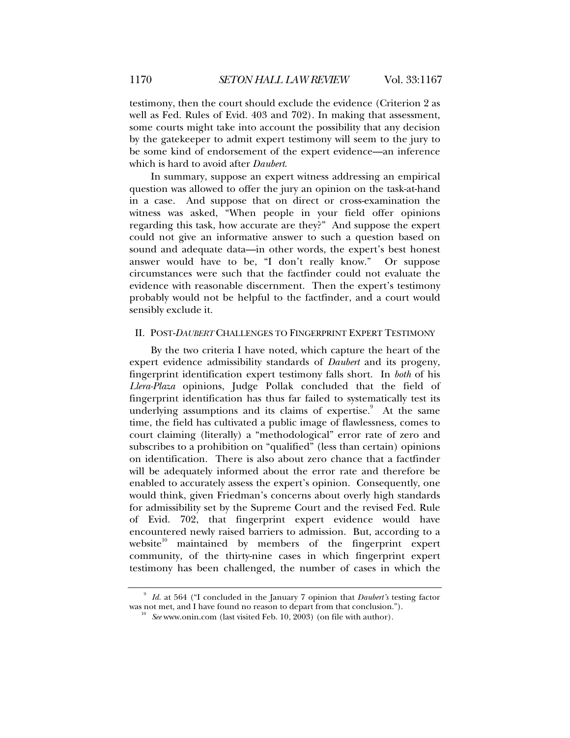testimony, then the court should exclude the evidence (Criterion 2 as well as Fed. Rules of Evid. 403 and 702). In making that assessment, some courts might take into account the possibility that any decision by the gatekeeper to admit expert testimony will seem to the jury to be some kind of endorsement of the expert evidence—an inference which is hard to avoid after *Daubert*.

In summary, suppose an expert witness addressing an empirical question was allowed to offer the jury an opinion on the task-at-hand in a case. And suppose that on direct or cross-examination the witness was asked, "When people in your field offer opinions regarding this task, how accurate are they?" And suppose the expert could not give an informative answer to such a question based on sound and adequate data—in other words, the expert's best honest answer would have to be, "I don't really know." Or suppose circumstances were such that the factfinder could not evaluate the evidence with reasonable discernment. Then the expert's testimony probably would not be helpful to the factfinder, and a court would sensibly exclude it.

## II. POST-*DAUBERT* CHALLENGES TO FINGERPRINT EXPERT TESTIMONY

By the two criteria I have noted, which capture the heart of the expert evidence admissibility standards of *Daubert* and its progeny, fingerprint identification expert testimony falls short. In *both* of his *Llera-Plaza* opinions, Judge Pollak concluded that the field of fingerprint identification has thus far failed to systematically test its underlying assumptions and its claims of expertise.[9] At the same time, the field has cultivated a public image of flawlessness, comes to court claiming (literally) a "methodological" error rate of zero and subscribes to a prohibition on "qualified" (less than certain) opinions on identification. There is also about zero chance that a factfinder will be adequately informed about the error rate and therefore be enabled to accurately assess the expert's opinion. Consequently, one would think, given Friedman's concerns about overly high standards for admissibility set by the Supreme Court and the revised Fed. Rule of Evid. 702, that fingerprint expert evidence would have encountered newly raised barriers to admission. But, according to a website[10] maintained by members of the fingerprint expert community, of the thirty-nine cases in which fingerprint expert testimony has been challenged, the number of cases in which the

---

[9] *Id.* at 564 ("I concluded in the January 7 opinion that *Daubert's* testing factor was not met, and I have found no reason to depart from that conclusion.").

[10] *See* www.onin.com (last visited Feb. 10, 2003) (on file with author).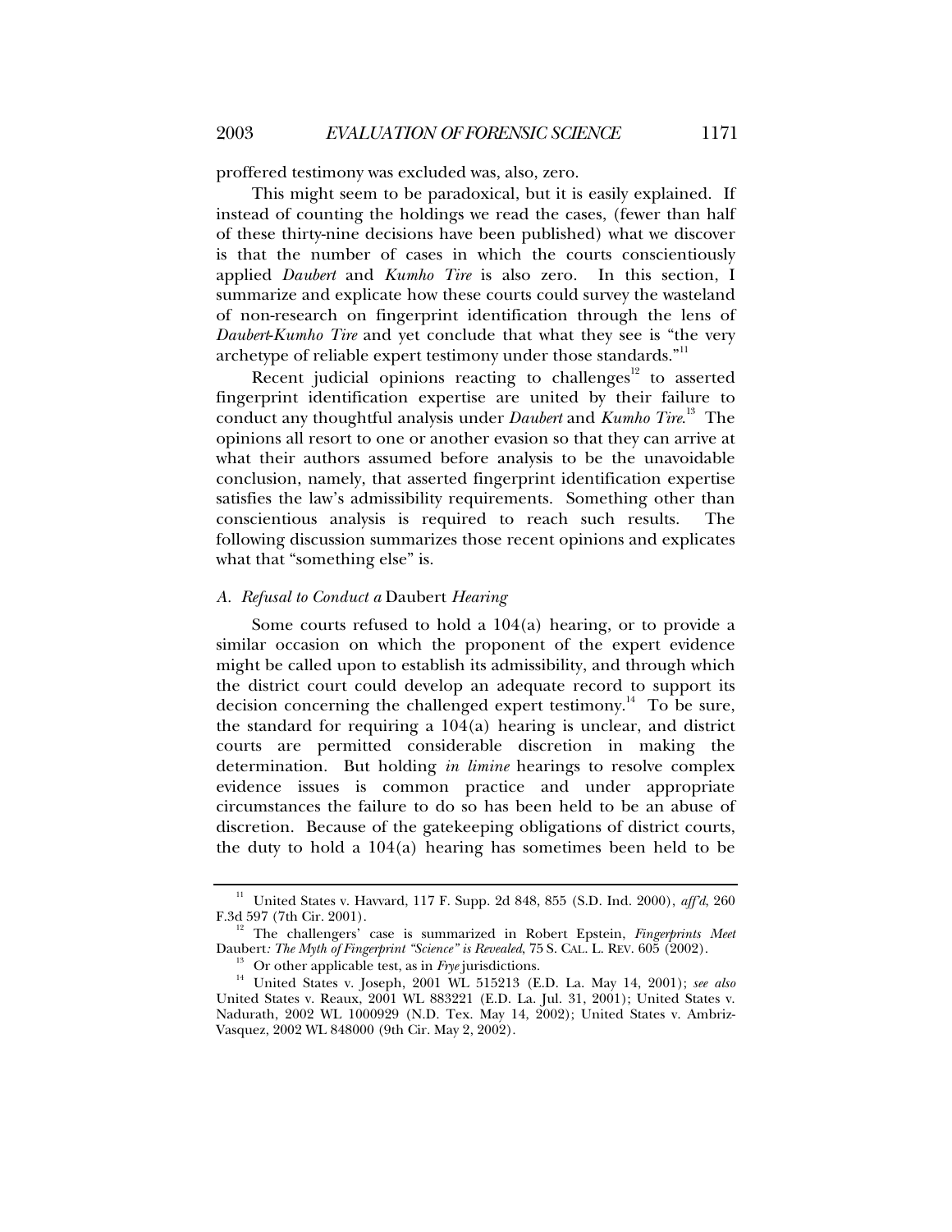proffered testimony was excluded was, also, zero.

This might seem to be paradoxical, but it is easily explained. If instead of counting the holdings we read the cases, (fewer than half of these thirty-nine decisions have been published) what we discover is that the number of cases in which the courts conscientiously applied *Daubert* and *Kumho Tire* is also zero. In this section, I summarize and explicate how these courts could survey the wasteland of non-research on fingerprint identification through the lens of *Daubert-Kumho Tire* and yet conclude that what they see is "the very archetype of reliable expert testimony under those standards."[11]

Recent judicial opinions reacting to challenges[12] to asserted fingerprint identification expertise are united by their failure to conduct any thoughtful analysis under *Daubert* and *Kumho Tire*.[13] The opinions all resort to one or another evasion so that they can arrive at what their authors assumed before analysis to be the unavoidable conclusion, namely, that asserted fingerprint identification expertise satisfies the law's admissibility requirements. Something other than conscientious analysis is required to reach such results. The following discussion summarizes those recent opinions and explicates what that "something else" is.

### *A. Refusal to Conduct a* Daubert *Hearing*

Some courts refused to hold a 104(a) hearing, or to provide a similar occasion on which the proponent of the expert evidence might be called upon to establish its admissibility, and through which the district court could develop an adequate record to support its decision concerning the challenged expert testimony.[14] To be sure, the standard for requiring a 104(a) hearing is unclear, and district courts are permitted considerable discretion in making the determination. But holding *in limine* hearings to resolve complex evidence issues is common practice and under appropriate circumstances the failure to do so has been held to be an abuse of discretion. Because of the gatekeeping obligations of district courts, the duty to hold a 104(a) hearing has sometimes been held to be

---

[11] United States v. Havvard, 117 F. Supp. 2d 848, 855 (S.D. Ind. 2000), *aff'd*, 260 F.3d 597 (7th Cir. 2001).

[12] The challengers' case is summarized in Robert Epstein, *Fingerprints Meet* Daubert*: The Myth of Fingerprint "Science" is Revealed*, 75 S. CAL. L. REV. 605 (2002).

[13] Or other applicable test, as in *Frye* jurisdictions.

[14] United States v. Joseph, 2001 WL 515213 (E.D. La. May 14, 2001); *see also* United States v. Reaux, 2001 WL 883221 (E.D. La. Jul. 31, 2001); United States v. Nadurath, 2002 WL 1000929 (N.D. Tex. May 14, 2002); United States v. Ambriz-Vasquez, 2002 WL 848000 (9th Cir. May 2, 2002).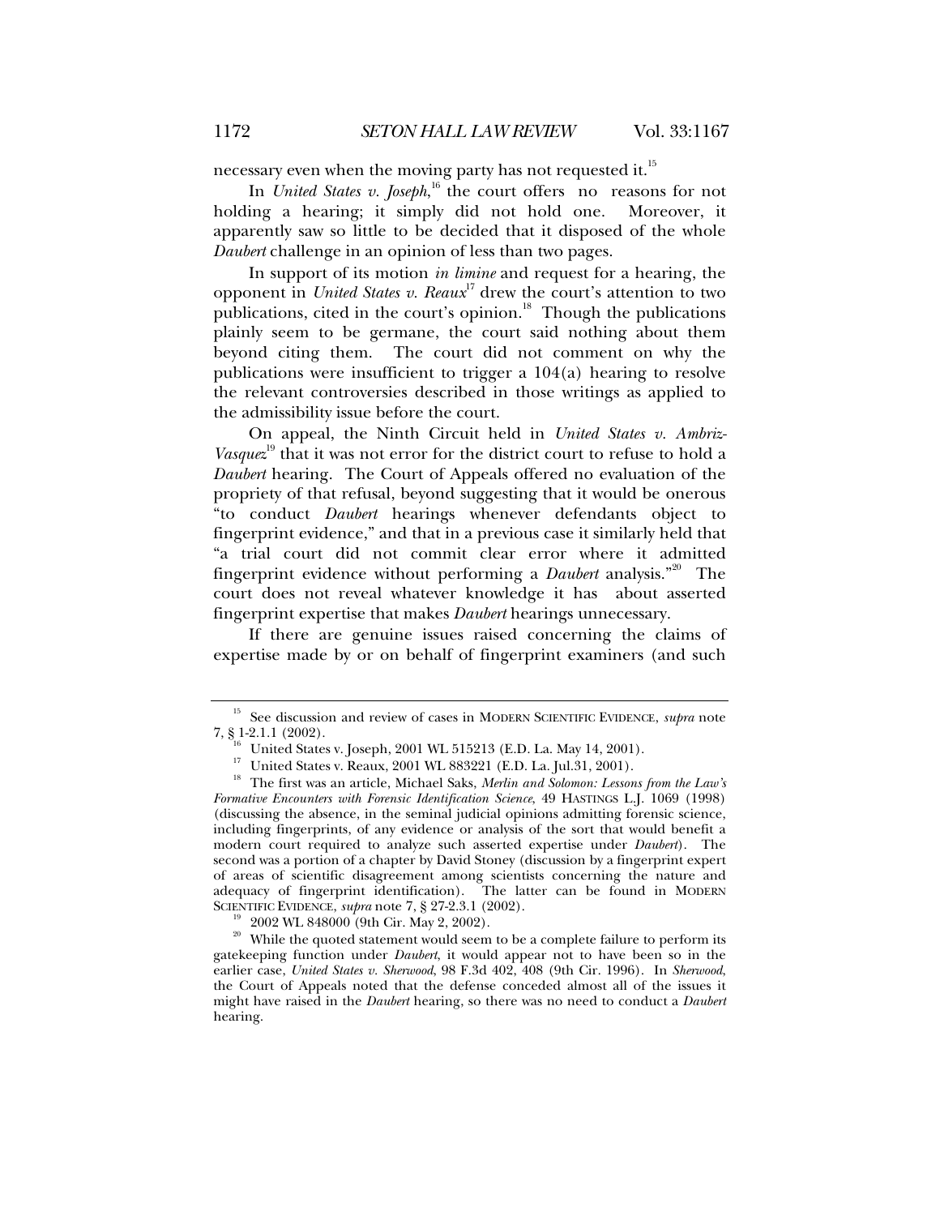necessary even when the moving party has not requested it.[15]

In *United States v. Joseph*,[16] the court offers no reasons for not holding a hearing; it simply did not hold one. Moreover, it apparently saw so little to be decided that it disposed of the whole *Daubert* challenge in an opinion of less than two pages.

In support of its motion *in limine* and request for a hearing, the opponent in *United States v. Reaux*[17] drew the court's attention to two publications, cited in the court's opinion.[18] Though the publications plainly seem to be germane, the court said nothing about them beyond citing them. The court did not comment on why the publications were insufficient to trigger a 104(a) hearing to resolve the relevant controversies described in those writings as applied to the admissibility issue before the court.

On appeal, the Ninth Circuit held in *United States v. Ambriz-Vasquez*[19] that it was not error for the district court to refuse to hold a *Daubert* hearing. The Court of Appeals offered no evaluation of the propriety of that refusal, beyond suggesting that it would be onerous "to conduct *Daubert* hearings whenever defendants object to fingerprint evidence," and that in a previous case it similarly held that "a trial court did not commit clear error where it admitted fingerprint evidence without performing a *Daubert* analysis."[20] The court does not reveal whatever knowledge it has about asserted fingerprint expertise that makes *Daubert* hearings unnecessary.

If there are genuine issues raised concerning the claims of expertise made by or on behalf of fingerprint examiners (and such

---

[15] See discussion and review of cases in MODERN SCIENTIFIC EVIDENCE, *supra* note 7, § 1-2.1.1 (2002).

[16] United States v. Joseph, 2001 WL 515213 (E.D. La. May 14, 2001).

[17] United States v. Reaux, 2001 WL 883221 (E.D. La. Jul.31, 2001).

[18] The first was an article, Michael Saks, *Merlin and Solomon: Lessons from the Law's Formative Encounters with Forensic Identification Science*, 49 HASTINGS L.J. 1069 (1998) (discussing the absence, in the seminal judicial opinions admitting forensic science, including fingerprints, of any evidence or analysis of the sort that would benefit a modern court required to analyze such asserted expertise under *Daubert*). The second was a portion of a chapter by David Stoney (discussion by a fingerprint expert of areas of scientific disagreement among scientists concerning the nature and adequacy of fingerprint identification). The latter can be found in MODERN SCIENTIFIC EVIDENCE, *supra* note 7, § 27-2.3.1 (2002).

[19] 2002 WL 848000 (9th Cir. May 2, 2002).

[20] While the quoted statement would seem to be a complete failure to perform its gatekeeping function under *Daubert*, it would appear not to have been so in the earlier case, *United States v. Sherwood*, 98 F.3d 402, 408 (9th Cir. 1996). In *Sherwood*, the Court of Appeals noted that the defense conceded almost all of the issues it might have raised in the *Daubert* hearing, so there was no need to conduct a *Daubert* hearing.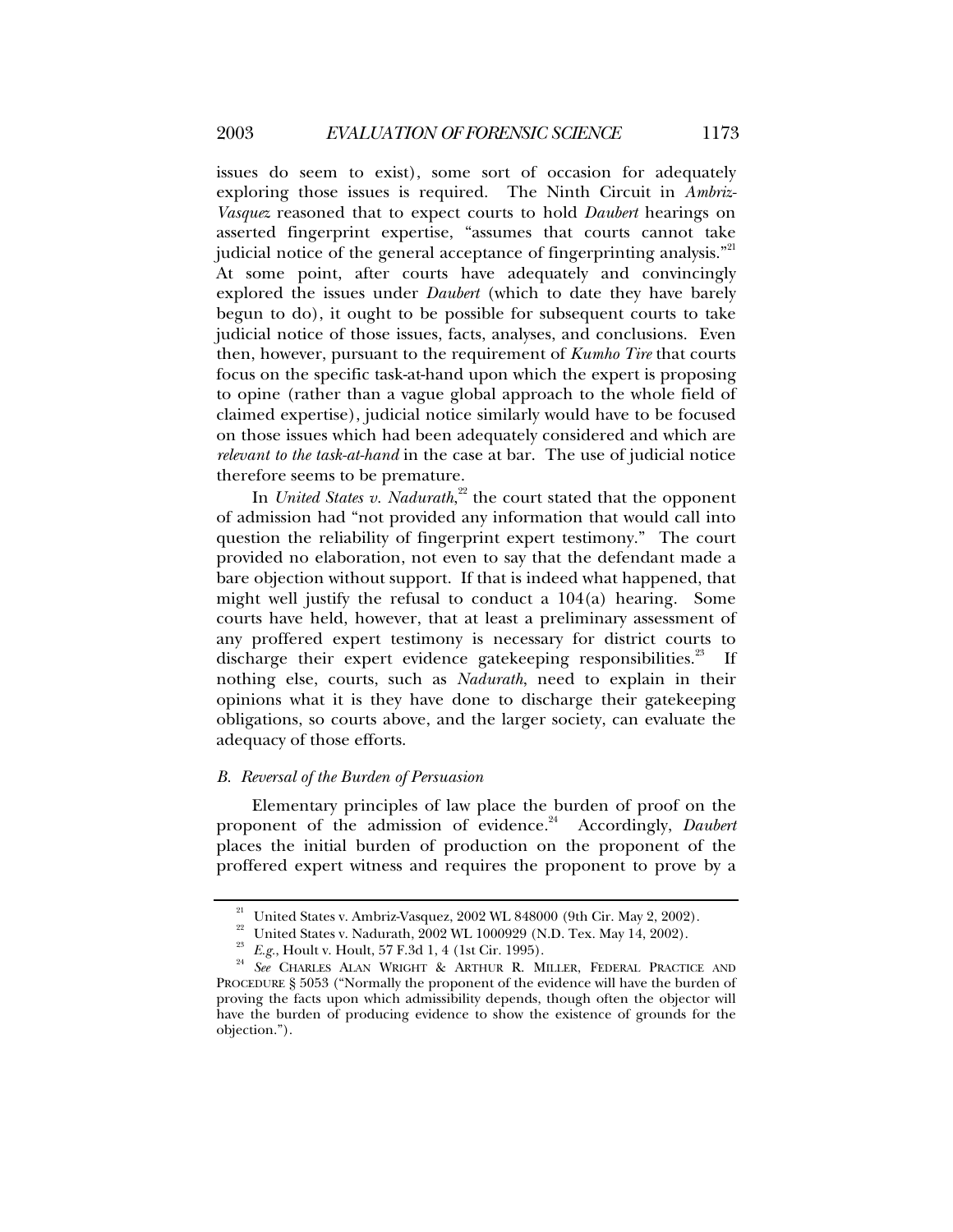issues do seem to exist), some sort of occasion for adequately exploring those issues is required. The Ninth Circuit in *Ambriz-Vasquez* reasoned that to expect courts to hold *Daubert* hearings on asserted fingerprint expertise, "assumes that courts cannot take judicial notice of the general acceptance of fingerprinting analysis."[21] At some point, after courts have adequately and convincingly explored the issues under *Daubert* (which to date they have barely begun to do), it ought to be possible for subsequent courts to take judicial notice of those issues, facts, analyses, and conclusions. Even then, however, pursuant to the requirement of *Kumho Tire* that courts focus on the specific task-at-hand upon which the expert is proposing to opine (rather than a vague global approach to the whole field of claimed expertise), judicial notice similarly would have to be focused on those issues which had been adequately considered and which are *relevant to the task-at-hand* in the case at bar. The use of judicial notice therefore seems to be premature.

In *United States v. Nadurath*,[22] the court stated that the opponent of admission had "not provided any information that would call into question the reliability of fingerprint expert testimony." The court provided no elaboration, not even to say that the defendant made a bare objection without support. If that is indeed what happened, that might well justify the refusal to conduct a 104(a) hearing. Some courts have held, however, that at least a preliminary assessment of any proffered expert testimony is necessary for district courts to discharge their expert evidence gatekeeping responsibilities.[23] If nothing else, courts, such as *Nadurath*, need to explain in their opinions what it is they have done to discharge their gatekeeping obligations, so courts above, and the larger society, can evaluate the adequacy of those efforts.

### *B. Reversal of the Burden of Persuasion*

Elementary principles of law place the burden of proof on the proponent of the admission of evidence.[24] Accordingly, *Daubert* places the initial burden of production on the proponent of the proffered expert witness and requires the proponent to prove by a

---

[21] United States v. Ambriz-Vasquez, 2002 WL 848000 (9th Cir. May 2, 2002).

[22] United States v. Nadurath, 2002 WL 1000929 (N.D. Tex. May 14, 2002).

[23] *E.g.*, Hoult v. Hoult, 57 F.3d 1, 4 (1st Cir. 1995).

[24] *See* CHARLES ALAN WRIGHT & ARTHUR R. MILLER, FEDERAL PRACTICE AND PROCEDURE § 5053 ("Normally the proponent of the evidence will have the burden of proving the facts upon which admissibility depends, though often the objector will have the burden of producing evidence to show the existence of grounds for the objection.").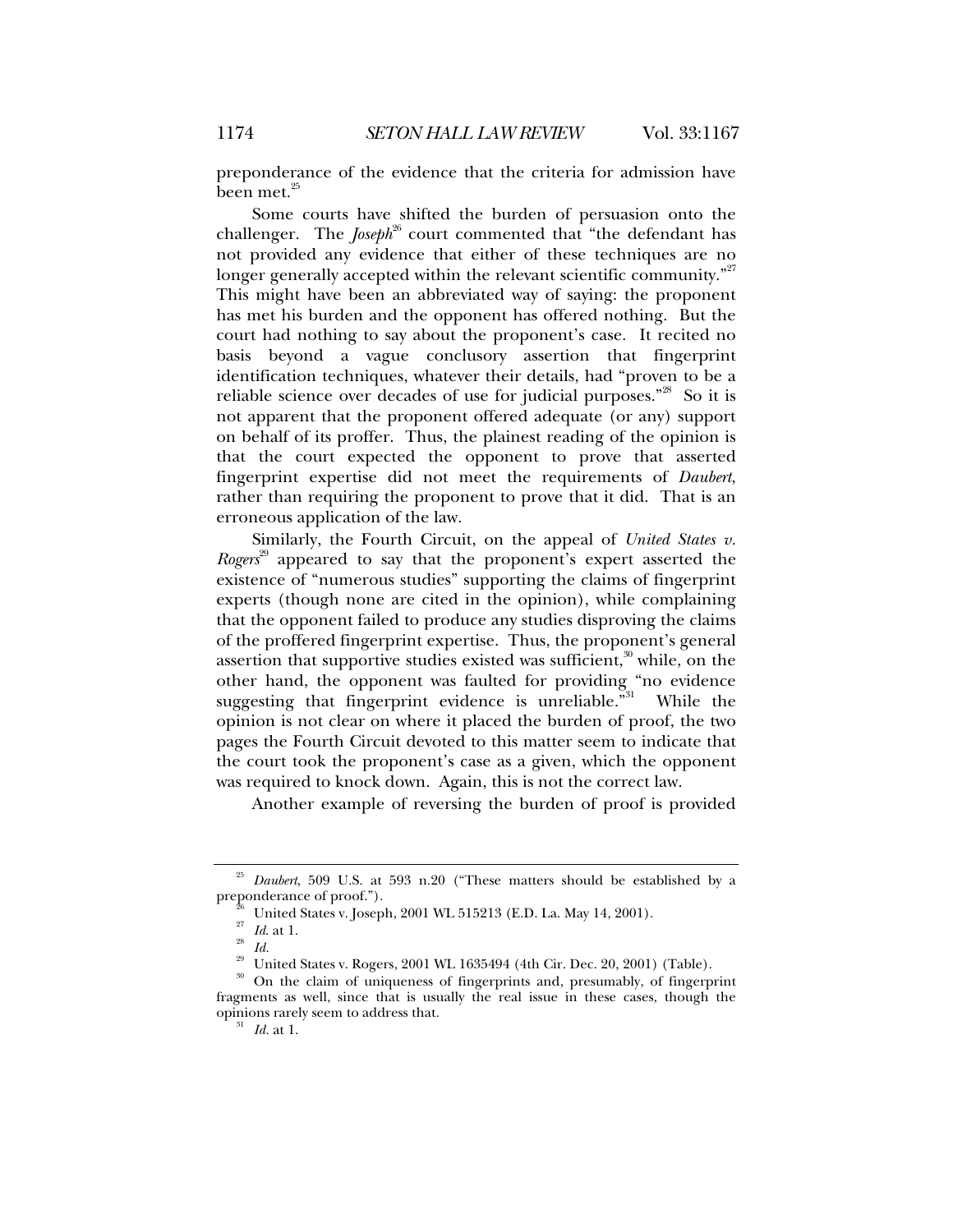preponderance of the evidence that the criteria for admission have been met.[25]

Some courts have shifted the burden of persuasion onto the challenger. The *Joseph*[26] court commented that "the defendant has not provided any evidence that either of these techniques are no longer generally accepted within the relevant scientific community."[27] This might have been an abbreviated way of saying: the proponent has met his burden and the opponent has offered nothing. But the court had nothing to say about the proponent's case. It recited no basis beyond a vague conclusory assertion that fingerprint identification techniques, whatever their details, had "proven to be a reliable science over decades of use for judicial purposes."[28] So it is not apparent that the proponent offered adequate (or any) support on behalf of its proffer. Thus, the plainest reading of the opinion is that the court expected the opponent to prove that asserted fingerprint expertise did not meet the requirements of *Daubert*, rather than requiring the proponent to prove that it did. That is an erroneous application of the law.

Similarly, the Fourth Circuit, on the appeal of *United States v. Rogers*[29] appeared to say that the proponent's expert asserted the existence of "numerous studies" supporting the claims of fingerprint experts (though none are cited in the opinion), while complaining that the opponent failed to produce any studies disproving the claims of the proffered fingerprint expertise. Thus, the proponent's general assertion that supportive studies existed was sufficient,[30] while, on the other hand, the opponent was faulted for providing "no evidence suggesting that fingerprint evidence is unreliable."[31] While the opinion is not clear on where it placed the burden of proof, the two pages the Fourth Circuit devoted to this matter seem to indicate that the court took the proponent's case as a given, which the opponent was required to knock down. Again, this is not the correct law.

Another example of reversing the burden of proof is provided

---

[25] *Daubert*, 509 U.S. at 593 n.20 ("These matters should be established by a preponderance of proof.").

[26] United States v. Joseph, 2001 WL 515213 (E.D. La. May 14, 2001).

[27] *Id*. at 1.

[28] *Id.*

[29] United States v. Rogers, 2001 WL 1635494 (4th Cir. Dec. 20, 2001) (Table).

[30] On the claim of uniqueness of fingerprints and, presumably, of fingerprint fragments as well, since that is usually the real issue in these cases, though the opinions rarely seem to address that.

[31] *Id.* at 1.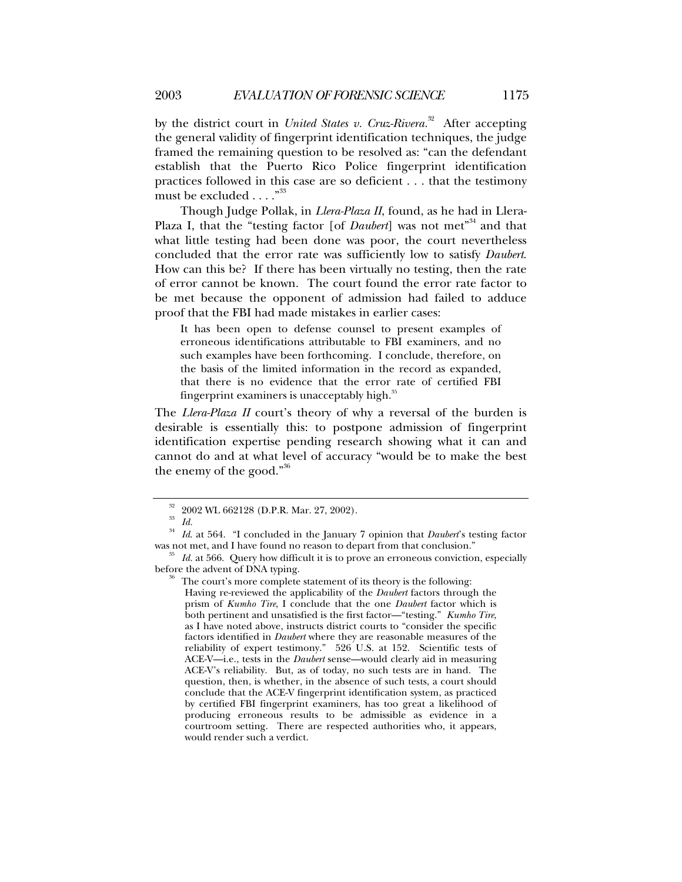by the district court in *United States v. Cruz-Rivera*.[32] After accepting the general validity of fingerprint identification techniques, the judge framed the remaining question to be resolved as: "can the defendant establish that the Puerto Rico Police fingerprint identification practices followed in this case are so deficient . . . that the testimony must be excluded . . . ."[33]

Though Judge Pollak, in *Llera-Plaza II*, found, as he had in Llera-Plaza I, that the "testing factor [of *Daubert*] was not met"[34] and that what little testing had been done was poor, the court nevertheless concluded that the error rate was sufficiently low to satisfy *Daubert*. How can this be? If there has been virtually no testing, then the rate of error cannot be known. The court found the error rate factor to be met because the opponent of admission had failed to adduce proof that the FBI had made mistakes in earlier cases:

> It has been open to defense counsel to present examples of erroneous identifications attributable to FBI examiners, and no such examples have been forthcoming. I conclude, therefore, on the basis of the limited information in the record as expanded, that there is no evidence that the error rate of certified FBI fingerprint examiners is unacceptably high.[35]

The *Llera-Plaza II* court's theory of why a reversal of the burden is desirable is essentially this: to postpone admission of fingerprint identification expertise pending research showing what it can and cannot do and at what level of accuracy "would be to make the best the enemy of the good."[36]

---

[32] 2002 WL 662128 (D.P.R. Mar. 27, 2002).

[33] *Id.*

[34] *Id.* at 564. "I concluded in the January 7 opinion that *Daubert*'s testing factor was not met, and I have found no reason to depart from that conclusion."

[35] *Id.* at 566. Query how difficult it is to prove an erroneous conviction, especially before the advent of DNA typing.

[36] The court's more complete statement of its theory is the following:

> Having re-reviewed the applicability of the *Daubert* factors through the prism of *Kumho Tire*, I conclude that the one *Daubert* factor which is both pertinent and unsatisfied is the first factor—"testing." *Kumho Tire*, as I have noted above, instructs district courts to "consider the specific factors identified in *Daubert* where they are reasonable measures of the reliability of expert testimony." 526 U.S. at 152. Scientific tests of ACE-V—i.e., tests in the *Daubert* sense—would clearly aid in measuring ACE-V's reliability. But, as of today, no such tests are in hand. The question, then, is whether, in the absence of such tests, a court should conclude that the ACE-V fingerprint identification system, as practiced by certified FBI fingerprint examiners, has too great a likelihood of producing erroneous results to be admissible as evidence in a courtroom setting. There are respected authorities who, it appears, would render such a verdict.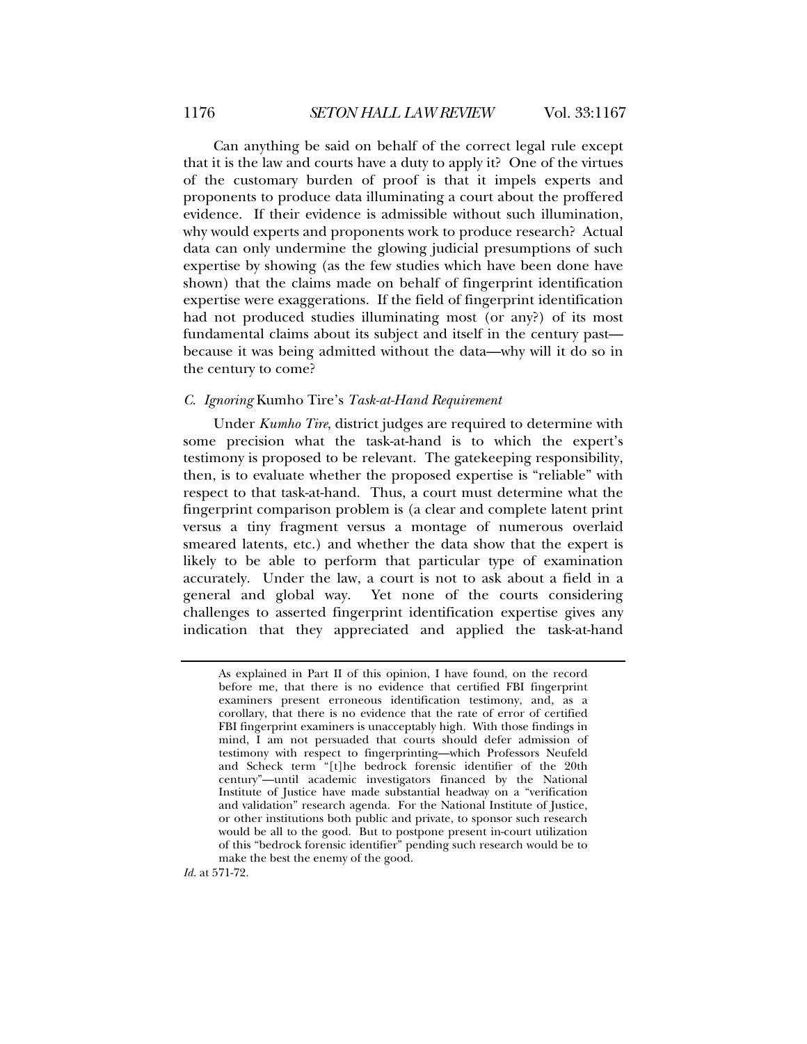Can anything be said on behalf of the correct legal rule except that it is the law and courts have a duty to apply it? One of the virtues of the customary burden of proof is that it impels experts and proponents to produce data illuminating a court about the proffered evidence. If their evidence is admissible without such illumination, why would experts and proponents work to produce research? Actual data can only undermine the glowing judicial presumptions of such expertise by showing (as the few studies which have been done have shown) that the claims made on behalf of fingerprint identification expertise were exaggerations. If the field of fingerprint identification had not produced studies illuminating most (or any?) of its most fundamental claims about its subject and itself in the century past—because it was being admitted without the data—why will it do so in the century to come?

### C. *Ignoring* Kumho Tire's *Task-at-Hand Requirement*

Under *Kumho Tire*, district judges are required to determine with some precision what the task-at-hand is to which the expert's testimony is proposed to be relevant. The gatekeeping responsibility, then, is to evaluate whether the proposed expertise is "reliable" with respect to that task-at-hand. Thus, a court must determine what the fingerprint comparison problem is (a clear and complete latent print versus a tiny fragment versus a montage of numerous overlaid smeared latents, etc.) and whether the data show that the expert is likely to be able to perform that particular type of examination accurately. Under the law, a court is not to ask about a field in a general and global way. Yet none of the courts considering challenges to asserted fingerprint identification expertise gives any indication that they appreciated and applied the task-at-hand

> As explained in Part II of this opinion, I have found, on the record before me, that there is no evidence that certified FBI fingerprint examiners present erroneous identification testimony, and, as a corollary, that there is no evidence that the rate of error of certified FBI fingerprint examiners is unacceptably high. With those findings in mind, I am not persuaded that courts should defer admission of testimony with respect to fingerprinting—which Professors Neufeld and Scheck term "[t]he bedrock forensic identifier of the 20th century"—until academic investigators financed by the National Institute of Justice have made substantial headway on a "verification and validation" research agenda. For the National Institute of Justice, or other institutions both public and private, to sponsor such research would be all to the good. But to postpone present in-court utilization of this "bedrock forensic identifier" pending such research would be to make the best the enemy of the good.

*Id.* at 571-72.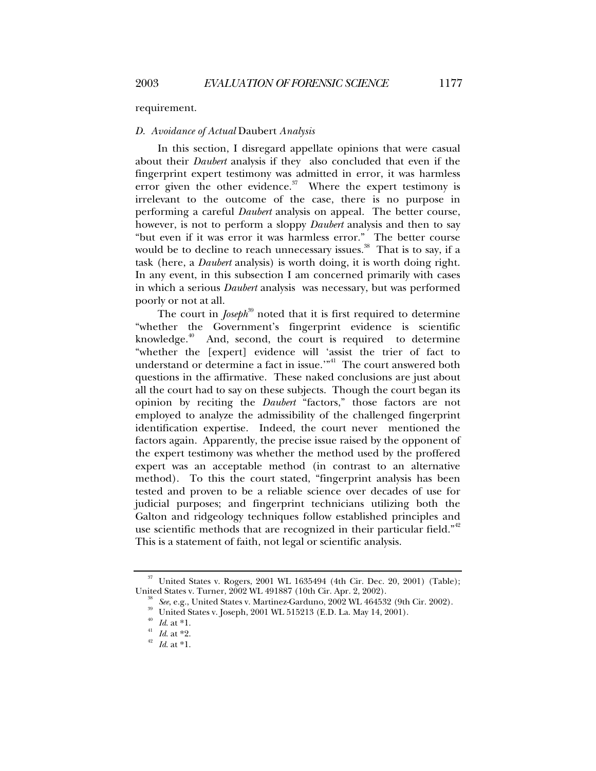requirement.

### D. *Avoidance of Actual* Daubert *Analysis*

In this section, I disregard appellate opinions that were casual about their *Daubert* analysis if they also concluded that even if the fingerprint expert testimony was admitted in error, it was harmless error given the other evidence.[37] Where the expert testimony is irrelevant to the outcome of the case, there is no purpose in performing a careful *Daubert* analysis on appeal. The better course, however, is not to perform a sloppy *Daubert* analysis and then to say "but even if it was error it was harmless error." The better course would be to decline to reach unnecessary issues.[38] That is to say, if a task (here, a *Daubert* analysis) is worth doing, it is worth doing right. In any event, in this subsection I am concerned primarily with cases in which a serious *Daubert* analysis was necessary, but was performed poorly or not at all.

The court in *Joseph*[39] noted that it is first required to determine "whether the Government's fingerprint evidence is scientific knowledge.[40] And, second, the court is required to determine "whether the [expert] evidence will 'assist the trier of fact to understand or determine a fact in issue.'"[41] The court answered both questions in the affirmative. These naked conclusions are just about all the court had to say on these subjects. Though the court began its opinion by reciting the *Daubert* "factors," those factors are not employed to analyze the admissibility of the challenged fingerprint identification expertise. Indeed, the court never mentioned the factors again. Apparently, the precise issue raised by the opponent of the expert testimony was whether the method used by the proffered expert was an acceptable method (in contrast to an alternative method). To this the court stated, "fingerprint analysis has been tested and proven to be a reliable science over decades of use for judicial purposes; and fingerprint technicians utilizing both the Galton and ridgeology techniques follow established principles and use scientific methods that are recognized in their particular field."[42] This is a statement of faith, not legal or scientific analysis.

---

[37] United States v. Rogers, 2001 WL 1635494 (4th Cir. Dec. 20, 2001) (Table); United States v. Turner, 2002 WL 491887 (10th Cir. Apr. 2, 2002).

[38] *See*, e.g., United States v. Martinez-Garduno, 2002 WL 464532 (9th Cir. 2002).

[39] United States v. Joseph, 2001 WL 515213 (E.D. La. May 14, 2001).

[40] *Id.* at *1.

[41] *Id.* at *2.

[42] *Id.* at *1.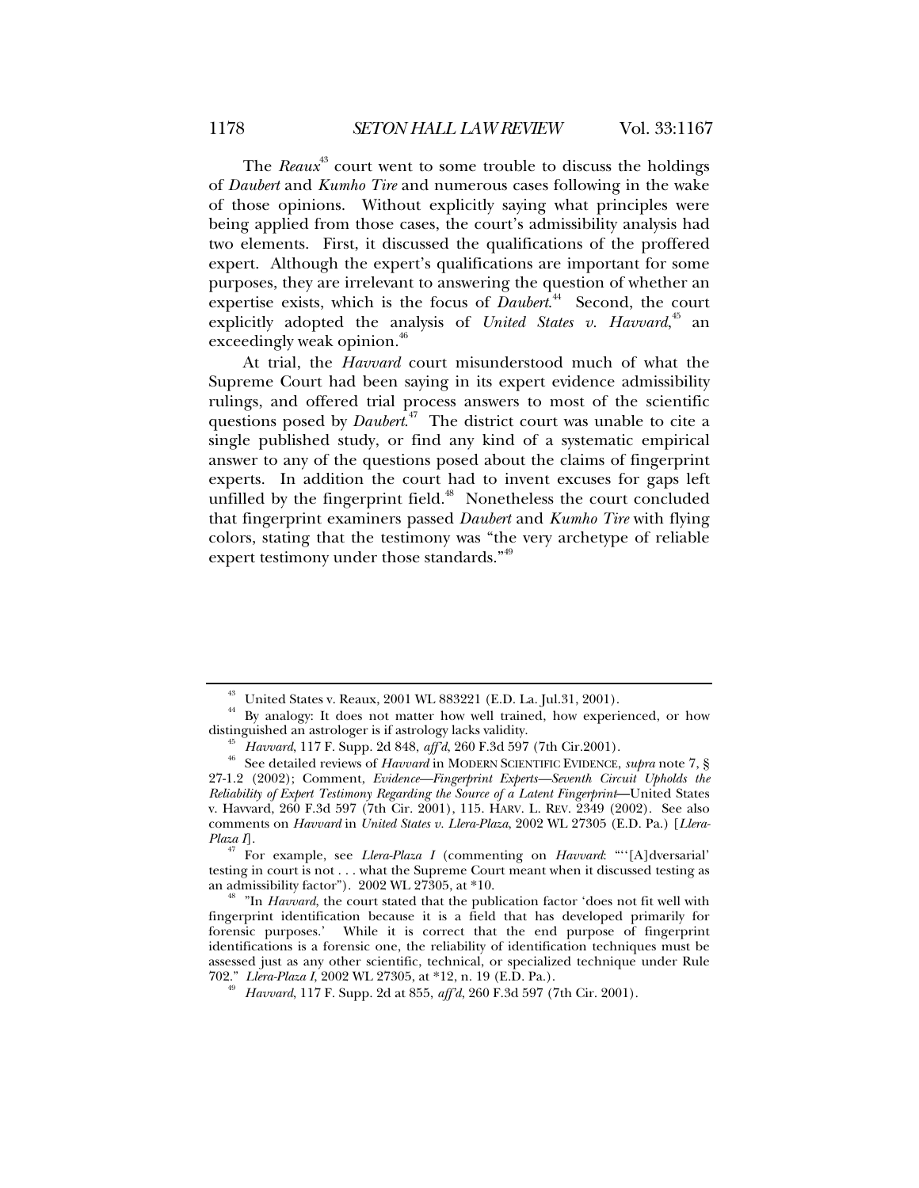The *Reaux*[43] court went to some trouble to discuss the holdings of *Daubert* and *Kumho Tire* and numerous cases following in the wake of those opinions. Without explicitly saying what principles were being applied from those cases, the court's admissibility analysis had two elements. First, it discussed the qualifications of the proffered expert. Although the expert's qualifications are important for some purposes, they are irrelevant to answering the question of whether an expertise exists, which is the focus of *Daubert*.[44] Second, the court explicitly adopted the analysis of *United States v. Havvard*,[45] an exceedingly weak opinion.[46]

At trial, the *Havvard* court misunderstood much of what the Supreme Court had been saying in its expert evidence admissibility rulings, and offered trial process answers to most of the scientific questions posed by *Daubert*.[47] The district court was unable to cite a single published study, or find any kind of a systematic empirical answer to any of the questions posed about the claims of fingerprint experts. In addition the court had to invent excuses for gaps left unfilled by the fingerprint field.[48] Nonetheless the court concluded that fingerprint examiners passed *Daubert* and *Kumho Tire* with flying colors, stating that the testimony was "the very archetype of reliable expert testimony under those standards."[49]

---

[43] United States v. Reaux, 2001 WL 883221 (E.D. La. Jul.31, 2001).

[44] By analogy: It does not matter how well trained, how experienced, or how distinguished an astrologer is if astrology lacks validity.

[45] *Havvard*, 117 F. Supp. 2d 848, *aff'd*, 260 F.3d 597 (7th Cir.2001).

[46] See detailed reviews of *Havvard* in MODERN SCIENTIFIC EVIDENCE, *supra* note 7, § 27-1.2 (2002); Comment, *Evidence—Fingerprint Experts—Seventh Circuit Upholds the Reliability of Expert Testimony Regarding the Source of a Latent Fingerprint*—United States v. Havvard, 260 F.3d 597 (7th Cir. 2001), 115. HARV. L. REV. 2349 (2002). See also comments on *Havvard* in *United States v. Llera-Plaza*, 2002 WL 27305 (E.D. Pa.) [*Llera-Plaza I*].

[47] For example, see *Llera-Plaza I* (commenting on *Havvard*: "'[A]dversarial' testing in court is not . . . what the Supreme Court meant when it discussed testing as an admissibility factor"). 2002 WL 27305, at *10.

[48] "In *Havvard*, the court stated that the publication factor 'does not fit well with fingerprint identification because it is a field that has developed primarily for forensic purposes.' While it is correct that the end purpose of fingerprint identifications is a forensic one, the reliability of identification techniques must be assessed just as any other scientific, technical, or specialized technique under Rule 702." *Llera-Plaza I*, 2002 WL 27305, at *12, n. 19 (E.D. Pa.).

[49] *Havvard*, 117 F. Supp. 2d at 855, *aff'd*, 260 F.3d 597 (7th Cir. 2001).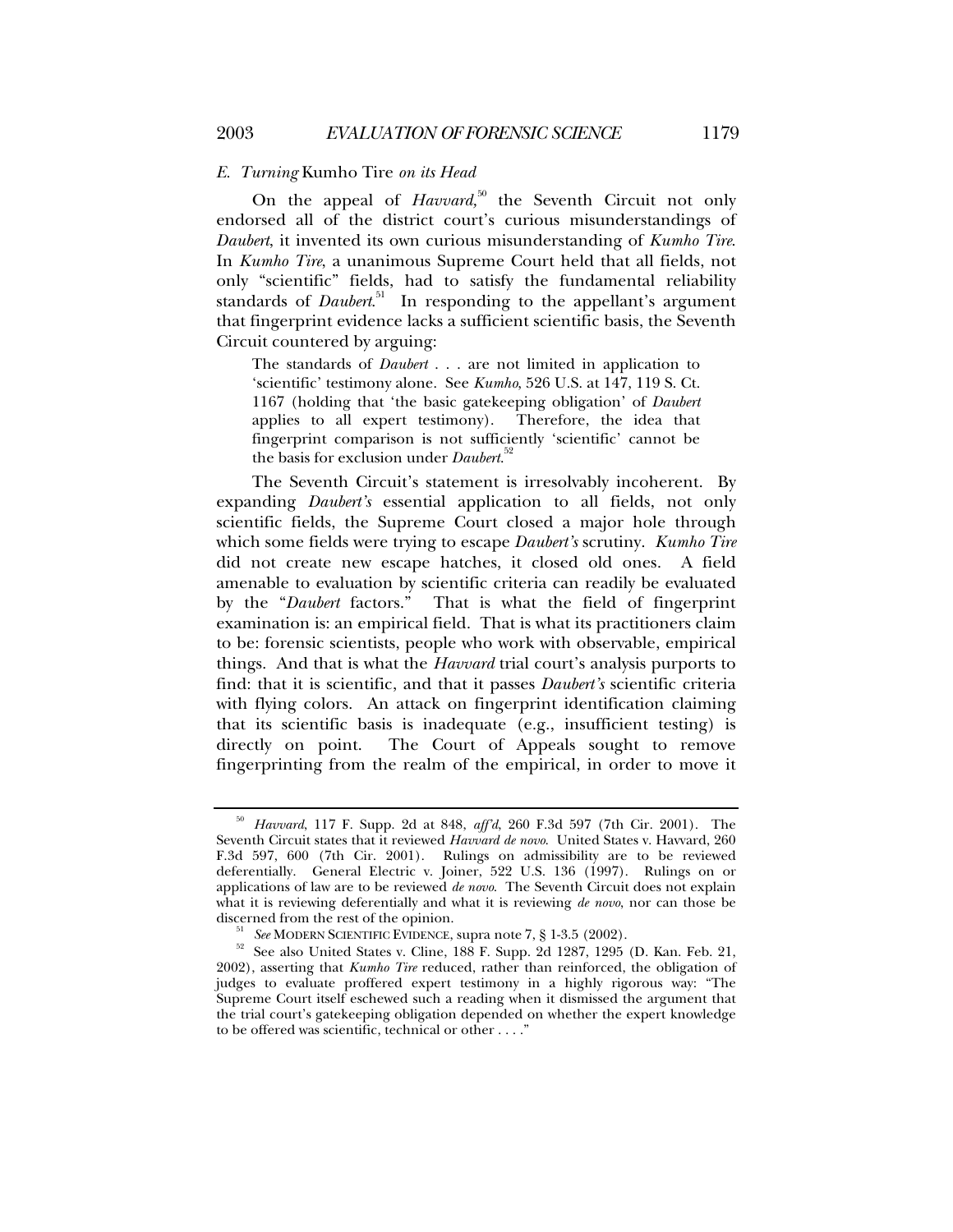### *E. Turning* Kumho Tire *on its Head*

On the appeal of *Havvard*,[50] the Seventh Circuit not only endorsed all of the district court's curious misunderstandings of *Daubert*, it invented its own curious misunderstanding of *Kumho Tire*. In *Kumho Tire*, a unanimous Supreme Court held that all fields, not only "scientific" fields, had to satisfy the fundamental reliability standards of *Daubert*.[51] In responding to the appellant's argument that fingerprint evidence lacks a sufficient scientific basis, the Seventh Circuit countered by arguing:

> The standards of *Daubert* . . . are not limited in application to 'scientific' testimony alone. See *Kumho*, 526 U.S. at 147, 119 S. Ct. 1167 (holding that 'the basic gatekeeping obligation' of *Daubert* applies to all expert testimony). Therefore, the idea that fingerprint comparison is not sufficiently 'scientific' cannot be the basis for exclusion under *Daubert*.[52]

The Seventh Circuit's statement is irresolvably incoherent. By expanding *Daubert's* essential application to all fields, not only scientific fields, the Supreme Court closed a major hole through which some fields were trying to escape *Daubert's* scrutiny. *Kumho Tire* did not create new escape hatches, it closed old ones. A field amenable to evaluation by scientific criteria can readily be evaluated by the "*Daubert* factors." That is what the field of fingerprint examination is: an empirical field. That is what its practitioners claim to be: forensic scientists, people who work with observable, empirical things. And that is what the *Havvard* trial court's analysis purports to find: that it is scientific, and that it passes *Daubert's* scientific criteria with flying colors. An attack on fingerprint identification claiming that its scientific basis is inadequate (e.g., insufficient testing) is directly on point. The Court of Appeals sought to remove fingerprinting from the realm of the empirical, in order to move it

---

[50] *Havvard*, 117 F. Supp. 2d at 848, *aff'd*, 260 F.3d 597 (7th Cir. 2001). The Seventh Circuit states that it reviewed *Havvard de novo*. United States v. Havvard, 260 F.3d 597, 600 (7th Cir. 2001). Rulings on admissibility are to be reviewed deferentially. General Electric v. Joiner, 522 U.S. 136 (1997). Rulings on or applications of law are to be reviewed *de novo*. The Seventh Circuit does not explain what it is reviewing deferentially and what it is reviewing *de novo*, nor can those be discerned from the rest of the opinion.

[51] *See* MODERN SCIENTIFIC EVIDENCE, supra note 7, § 1-3.5 (2002).

[52] See also United States v. Cline, 188 F. Supp. 2d 1287, 1295 (D. Kan. Feb. 21, 2002), asserting that *Kumho Tire* reduced, rather than reinforced, the obligation of judges to evaluate proffered expert testimony in a highly rigorous way: "The Supreme Court itself eschewed such a reading when it dismissed the argument that the trial court's gatekeeping obligation depended on whether the expert knowledge to be offered was scientific, technical or other . . . ."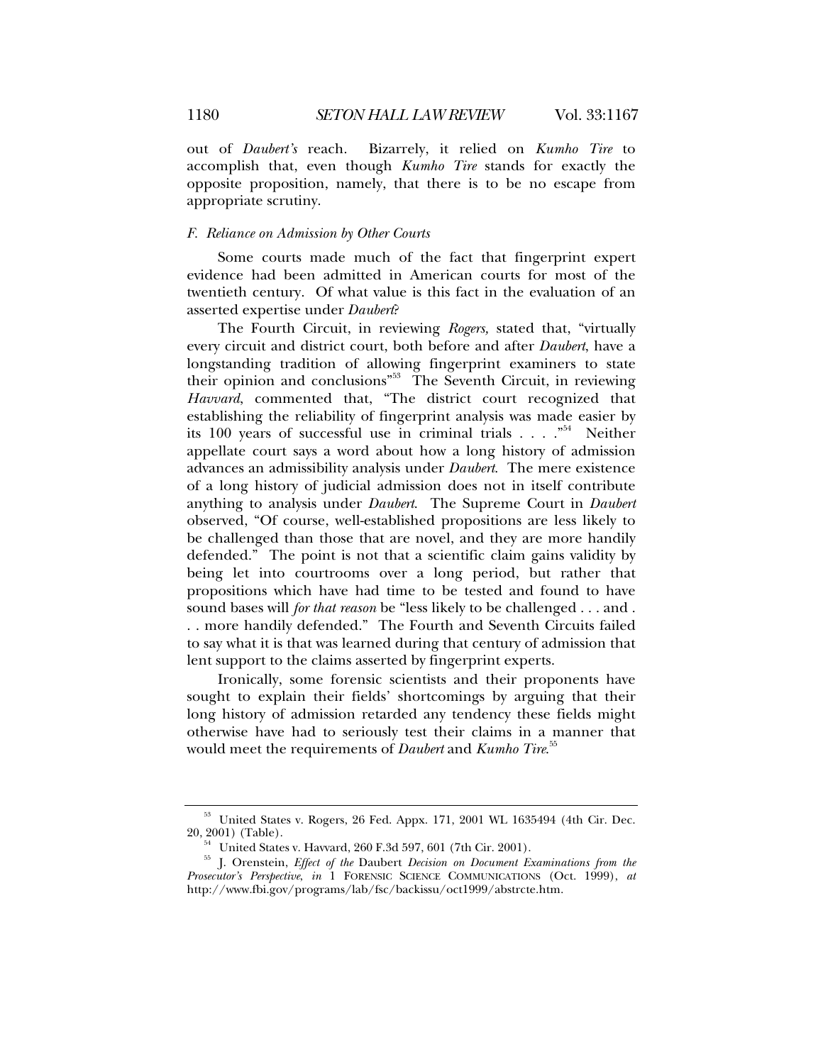out of *Daubert's* reach. Bizarrely, it relied on *Kumho Tire* to accomplish that, even though *Kumho Tire* stands for exactly the opposite proposition, namely, that there is to be no escape from appropriate scrutiny.

### *F. Reliance on Admission by Other Courts*

Some courts made much of the fact that fingerprint expert evidence had been admitted in American courts for most of the twentieth century. Of what value is this fact in the evaluation of an asserted expertise under *Daubert*?

The Fourth Circuit, in reviewing *Rogers,* stated that, "virtually every circuit and district court, both before and after *Daubert*, have a longstanding tradition of allowing fingerprint examiners to state their opinion and conclusions"[53] The Seventh Circuit, in reviewing *Havvard*, commented that, "The district court recognized that establishing the reliability of fingerprint analysis was made easier by its 100 years of successful use in criminal trials . . . ."[54] Neither appellate court says a word about how a long history of admission advances an admissibility analysis under *Daubert*. The mere existence of a long history of judicial admission does not in itself contribute anything to analysis under *Daubert*. The Supreme Court in *Daubert* observed, "Of course, well-established propositions are less likely to be challenged than those that are novel, and they are more handily defended." The point is not that a scientific claim gains validity by being let into courtrooms over a long period, but rather that propositions which have had time to be tested and found to have sound bases will *for that reason* be "less likely to be challenged . . . and . . . more handily defended." The Fourth and Seventh Circuits failed to say what it is that was learned during that century of admission that lent support to the claims asserted by fingerprint experts.

Ironically, some forensic scientists and their proponents have sought to explain their fields' shortcomings by arguing that their long history of admission retarded any tendency these fields might otherwise have had to seriously test their claims in a manner that would meet the requirements of *Daubert* and *Kumho Tire*.[55]

---

[53] United States v. Rogers, 26 Fed. Appx. 171, 2001 WL 1635494 (4th Cir. Dec. 20, 2001) (Table).

[54] United States v. Havvard, 260 F.3d 597, 601 (7th Cir. 2001).

[55] J. Orenstein, *Effect of the* Daubert *Decision on Document Examinations from the Prosecutor's Perspective*, *in* 1 FORENSIC SCIENCE COMMUNICATIONS (Oct. 1999), *at* http://www.fbi.gov/programs/lab/fsc/backissu/oct1999/abstrcte.htm.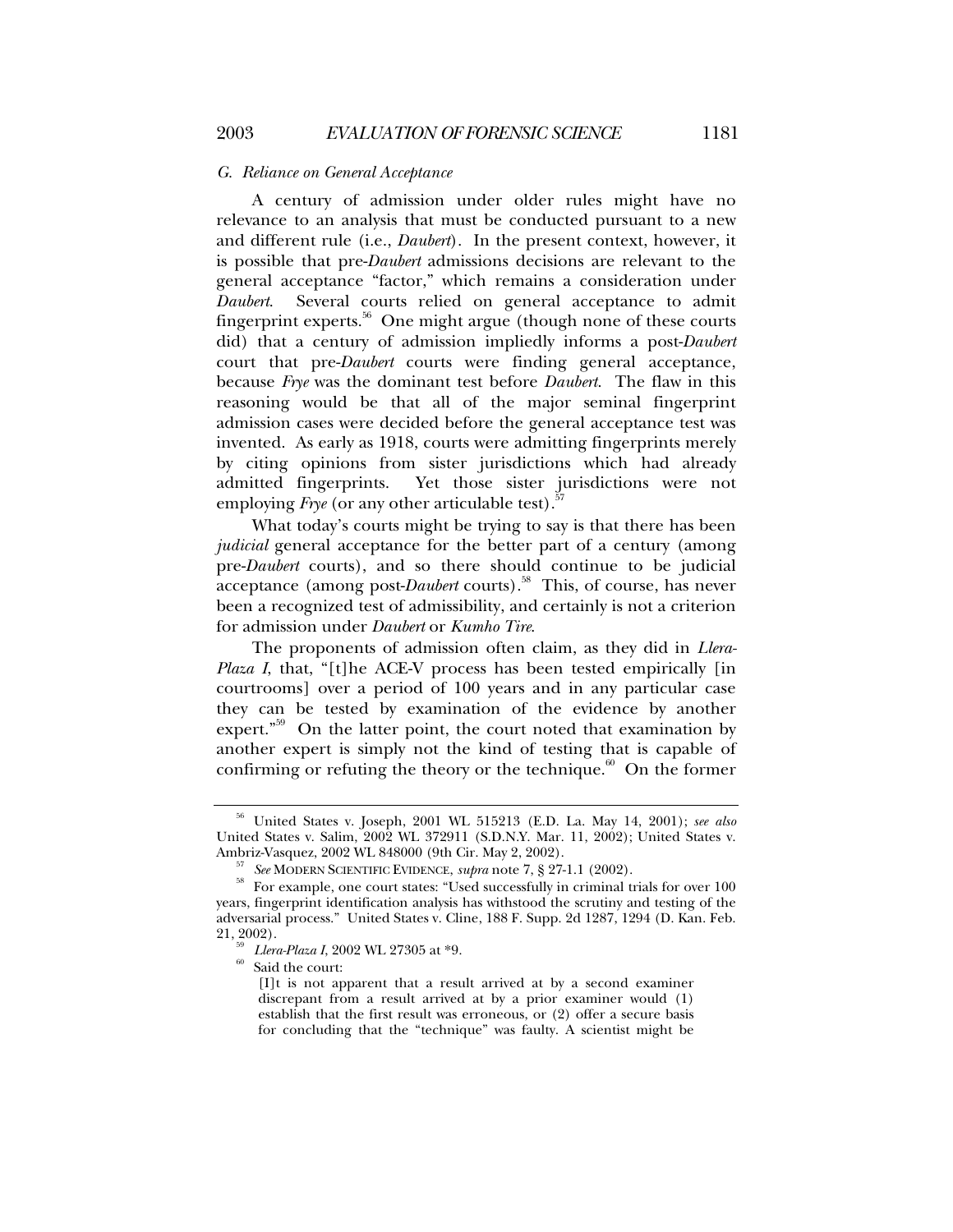### *G. Reliance on General Acceptance*

A century of admission under older rules might have no relevance to an analysis that must be conducted pursuant to a new and different rule (i.e., *Daubert*). In the present context, however, it is possible that pre-*Daubert* admissions decisions are relevant to the general acceptance "factor," which remains a consideration under *Daubert*. Several courts relied on general acceptance to admit fingerprint experts.[56] One might argue (though none of these courts did) that a century of admission impliedly informs a post-*Daubert* court that pre-*Daubert* courts were finding general acceptance, because *Frye* was the dominant test before *Daubert*. The flaw in this reasoning would be that all of the major seminal fingerprint admission cases were decided before the general acceptance test was invented. As early as 1918, courts were admitting fingerprints merely by citing opinions from sister jurisdictions which had already admitted fingerprints. Yet those sister jurisdictions were not employing *Frye* (or any other articulable test).[57]

What today's courts might be trying to say is that there has been *judicial* general acceptance for the better part of a century (among pre-*Daubert* courts), and so there should continue to be judicial acceptance (among post-*Daubert* courts).[58] This, of course, has never been a recognized test of admissibility, and certainly is not a criterion for admission under *Daubert* or *Kumho Tire*.

The proponents of admission often claim, as they did in *Llera-Plaza I*, that, "[t]he ACE-V process has been tested empirically [in courtrooms] over a period of 100 years and in any particular case they can be tested by examination of the evidence by another expert."[59] On the latter point, the court noted that examination by another expert is simply not the kind of testing that is capable of confirming or refuting the theory or the technique.[60] On the former

---

[56] United States v. Joseph, 2001 WL 515213 (E.D. La. May 14, 2001); *see also* United States v. Salim, 2002 WL 372911 (S.D.N.Y. Mar. 11, 2002); United States v. Ambriz-Vasquez, 2002 WL 848000 (9th Cir. May 2, 2002).

[57] *See* MODERN SCIENTIFIC EVIDENCE, *supra* note 7, § 27-1.1 (2002).

[58] For example, one court states: "Used successfully in criminal trials for over 100 years, fingerprint identification analysis has withstood the scrutiny and testing of the adversarial process." United States v. Cline, 188 F. Supp. 2d 1287, 1294 (D. Kan. Feb. 21, 2002).

[59] *Llera-Plaza I*, 2002 WL 27305 at *9.

[60] Said the court:

> [I]t is not apparent that a result arrived at by a second examiner discrepant from a result arrived at by a prior examiner would (1) establish that the first result was erroneous, or (2) offer a secure basis for concluding that the "technique" was faulty. A scientist might be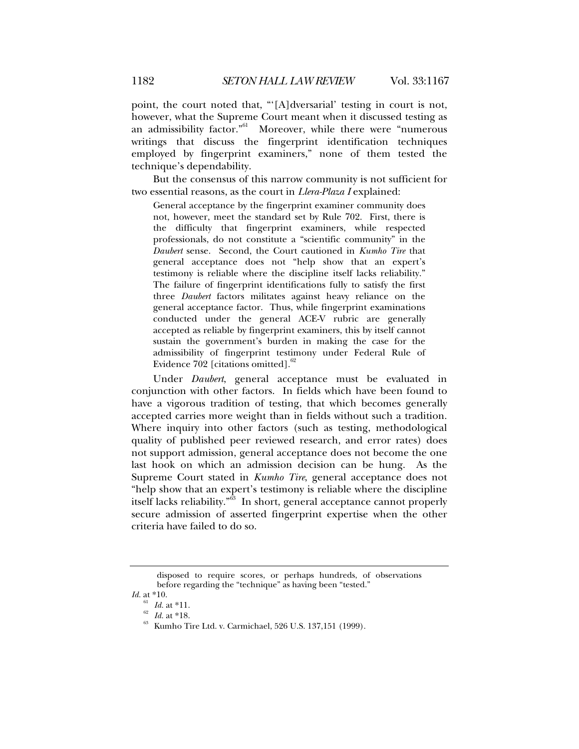point, the court noted that, "'[A]dversarial' testing in court is not, however, what the Supreme Court meant when it discussed testing as an admissibility factor."[61] Moreover, while there were "numerous writings that discuss the fingerprint identification techniques employed by fingerprint examiners," none of them tested the technique's dependability.

But the consensus of this narrow community is not sufficient for two essential reasons, as the court in *Llera-Plaza I* explained:

> General acceptance by the fingerprint examiner community does not, however, meet the standard set by Rule 702. First, there is the difficulty that fingerprint examiners, while respected professionals, do not constitute a "scientific community" in the *Daubert* sense. Second, the Court cautioned in *Kumho Tire* that general acceptance does not "help show that an expert's testimony is reliable where the discipline itself lacks reliability." The failure of fingerprint identifications fully to satisfy the first three *Daubert* factors militates against heavy reliance on the general acceptance factor. Thus, while fingerprint examinations conducted under the general ACE-V rubric are generally accepted as reliable by fingerprint examiners, this by itself cannot sustain the government's burden in making the case for the admissibility of fingerprint testimony under Federal Rule of Evidence 702 [citations omitted].[62]

Under *Daubert*, general acceptance must be evaluated in conjunction with other factors. In fields which have been found to have a vigorous tradition of testing, that which becomes generally accepted carries more weight than in fields without such a tradition. Where inquiry into other factors (such as testing, methodological quality of published peer reviewed research, and error rates) does not support admission, general acceptance does not become the one last hook on which an admission decision can be hung. As the Supreme Court stated in *Kumho Tire*, general acceptance does not "help show that an expert's testimony is reliable where the discipline itself lacks reliability."[63] In short, general acceptance cannot properly secure admission of asserted fingerprint expertise when the other criteria have failed to do so.

---

> disposed to require scores, or perhaps hundreds, of observations before regarding the "technique" as having been "tested."

*Id.* at *10.

[61] *Id.* at *11.

[62] *Id.* at *18.

[63] Kumho Tire Ltd. v. Carmichael, 526 U.S. 137,151 (1999).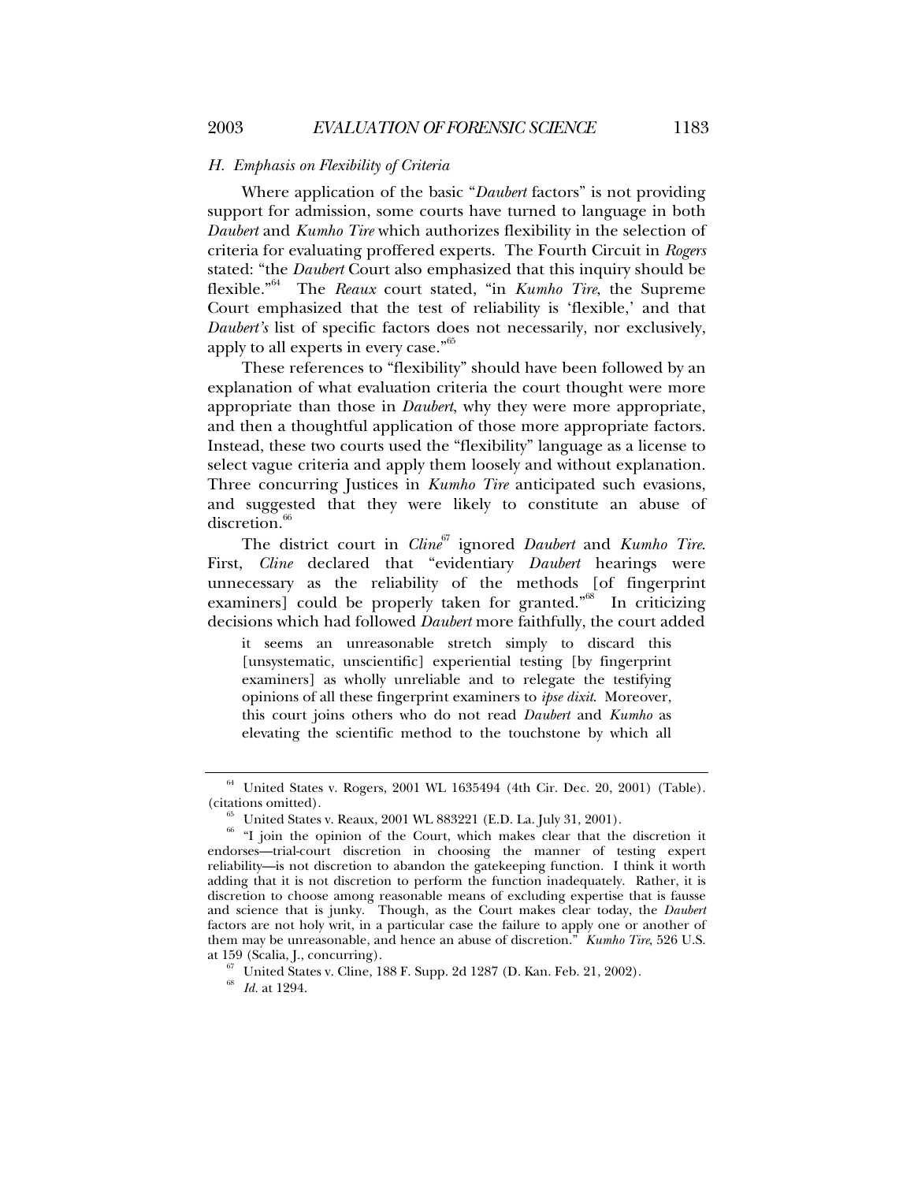### *H. Emphasis on Flexibility of Criteria*

Where application of the basic "*Daubert* factors" is not providing support for admission, some courts have turned to language in both *Daubert* and *Kumho Tire* which authorizes flexibility in the selection of criteria for evaluating proffered experts. The Fourth Circuit in *Rogers* stated: "the *Daubert* Court also emphasized that this inquiry should be flexible."[64] The *Reaux* court stated, "in *Kumho Tire*, the Supreme Court emphasized that the test of reliability is 'flexible,' and that *Daubert's* list of specific factors does not necessarily, nor exclusively, apply to all experts in every case."[65]

These references to "flexibility" should have been followed by an explanation of what evaluation criteria the court thought were more appropriate than those in *Daubert*, why they were more appropriate, and then a thoughtful application of those more appropriate factors. Instead, these two courts used the "flexibility" language as a license to select vague criteria and apply them loosely and without explanation. Three concurring Justices in *Kumho Tire* anticipated such evasions, and suggested that they were likely to constitute an abuse of discretion.[66]

The district court in *Cline*[67] ignored *Daubert* and *Kumho Tire*. First, *Cline* declared that "evidentiary *Daubert* hearings were unnecessary as the reliability of the methods [of fingerprint examiners] could be properly taken for granted."[68] In criticizing decisions which had followed *Daubert* more faithfully, the court added

> it seems an unreasonable stretch simply to discard this [unsystematic, unscientific] experiential testing [by fingerprint examiners] as wholly unreliable and to relegate the testifying opinions of all these fingerprint examiners to *ipse dixit*. Moreover, this court joins others who do not read *Daubert* and *Kumho* as elevating the scientific method to the touchstone by which all

---

[64] United States v. Rogers, 2001 WL 1635494 (4th Cir. Dec. 20, 2001) (Table). (citations omitted).

[65] United States v. Reaux, 2001 WL 883221 (E.D. La. July 31, 2001).

[66] "I join the opinion of the Court, which makes clear that the discretion it endorses—trial-court discretion in choosing the manner of testing expert reliability—is not discretion to abandon the gatekeeping function. I think it worth adding that it is not discretion to perform the function inadequately. Rather, it is discretion to choose among reasonable means of excluding expertise that is fausse and science that is junky. Though, as the Court makes clear today, the *Daubert* factors are not holy writ, in a particular case the failure to apply one or another of them may be unreasonable, and hence an abuse of discretion." *Kumho Tire*, 526 U.S. at 159 (Scalia, J., concurring).

[67] United States v. Cline, 188 F. Supp. 2d 1287 (D. Kan. Feb. 21, 2002).

[68] *Id.* at 1294.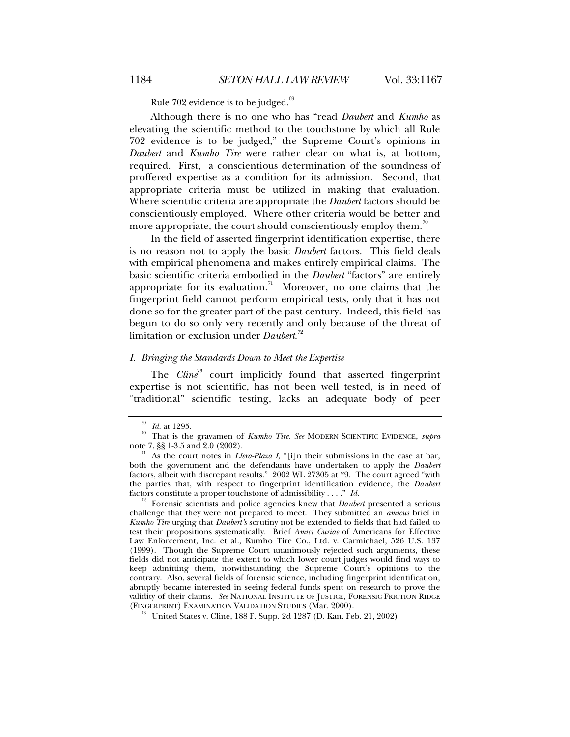Rule 702 evidence is to be judged.[69]

Although there is no one who has "read *Daubert* and *Kumho* as elevating the scientific method to the touchstone by which all Rule 702 evidence is to be judged," the Supreme Court's opinions in *Daubert* and *Kumho Tire* were rather clear on what is, at bottom, required. First, a conscientious determination of the soundness of proffered expertise as a condition for its admission. Second, that appropriate criteria must be utilized in making that evaluation. Where scientific criteria are appropriate the *Daubert* factors should be conscientiously employed. Where other criteria would be better and more appropriate, the court should conscientiously employ them.[70]

In the field of asserted fingerprint identification expertise, there is no reason not to apply the basic *Daubert* factors. This field deals with empirical phenomena and makes entirely empirical claims. The basic scientific criteria embodied in the *Daubert* "factors" are entirely appropriate for its evaluation.[71] Moreover, no one claims that the fingerprint field cannot perform empirical tests, only that it has not done so for the greater part of the past century. Indeed, this field has begun to do so only very recently and only because of the threat of limitation or exclusion under *Daubert*.[72]

### *I. Bringing the Standards Down to Meet the Expertise*

The *Cline*[73] court implicitly found that asserted fingerprint expertise is not scientific, has not been well tested, is in need of "traditional" scientific testing, lacks an adequate body of peer

---

[69] *Id.* at 1295.

[70] That is the gravamen of *Kumho Tire*. *See* MODERN SCIENTIFIC EVIDENCE, *supra* note 7, §§ 1-3.5 and 2.0 (2002).

[71] As the court notes in *Llera-Plaza I*, "[i]n their submissions in the case at bar, both the government and the defendants have undertaken to apply the *Daubert* factors, albeit with discrepant results." 2002 WL 27305 at *9. The court agreed "with the parties that, with respect to fingerprint identification evidence, the *Daubert* factors constitute a proper touchstone of admissibility . . . ." *Id.*

[72] Forensic scientists and police agencies knew that *Daubert* presented a serious challenge that they were not prepared to meet. They submitted an *amicus* brief in *Kumho Tire* urging that *Daubert's* scrutiny not be extended to fields that had failed to test their propositions systematically. Brief *Amici Curiae* of Americans for Effective Law Enforcement, Inc. et al., Kumho Tire Co., Ltd. v. Carmichael, 526 U.S. 137 (1999). Though the Supreme Court unanimously rejected such arguments, these fields did not anticipate the extent to which lower court judges would find ways to keep admitting them, notwithstanding the Supreme Court's opinions to the contrary. Also, several fields of forensic science, including fingerprint identification, abruptly became interested in seeing federal funds spent on research to prove the validity of their claims. *See* NATIONAL INSTITUTE OF JUSTICE, FORENSIC FRICTION RIDGE (FINGERPRINT) EXAMINATION VALIDATION STUDIES (Mar. 2000).

[73] United States v. Cline, 188 F. Supp. 2d 1287 (D. Kan. Feb. 21, 2002).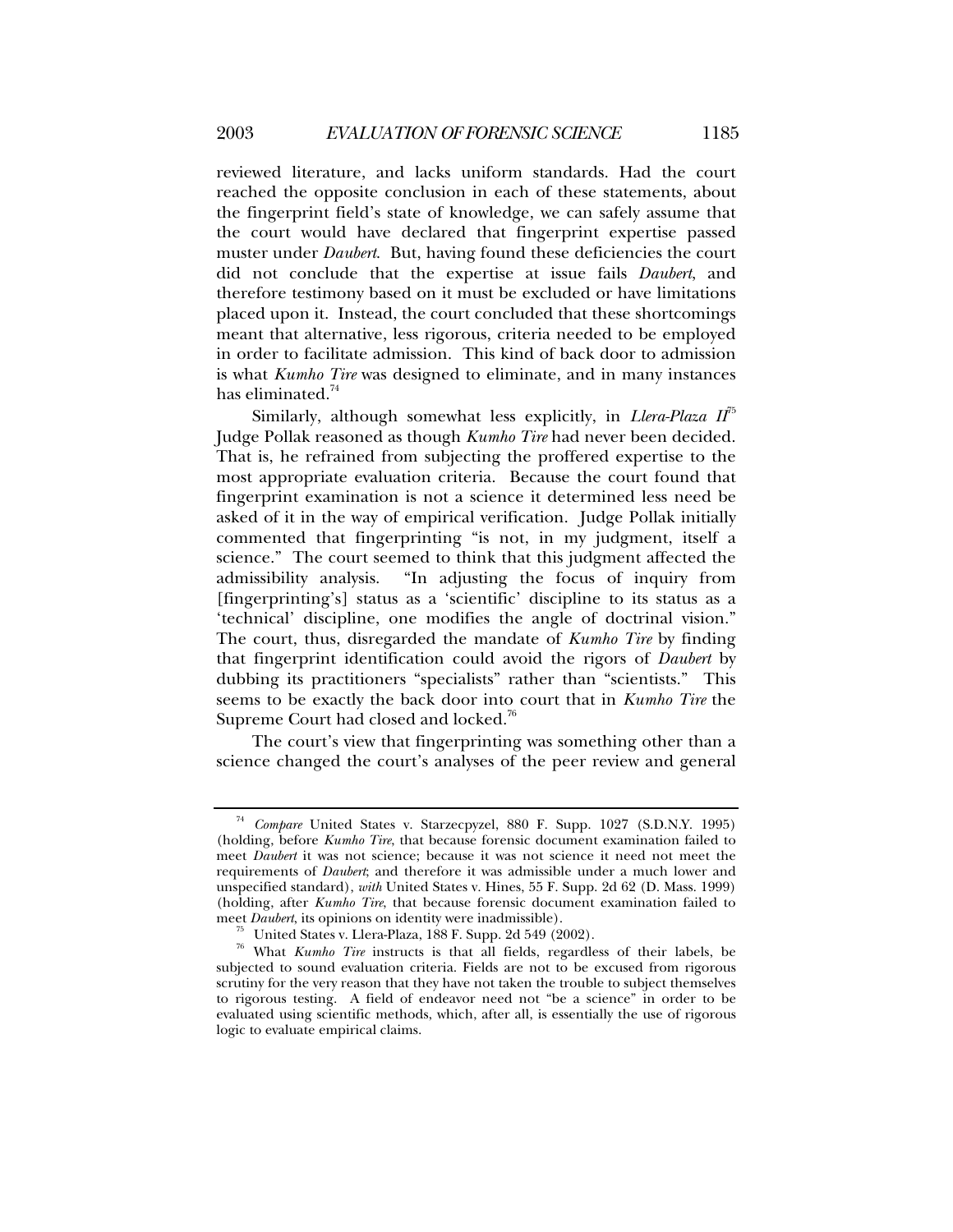reviewed literature, and lacks uniform standards. Had the court reached the opposite conclusion in each of these statements, about the fingerprint field's state of knowledge, we can safely assume that the court would have declared that fingerprint expertise passed muster under *Daubert*. But, having found these deficiencies the court did not conclude that the expertise at issue fails *Daubert*, and therefore testimony based on it must be excluded or have limitations placed upon it. Instead, the court concluded that these shortcomings meant that alternative, less rigorous, criteria needed to be employed in order to facilitate admission. This kind of back door to admission is what *Kumho Tire* was designed to eliminate, and in many instances has eliminated.[74]

Similarly, although somewhat less explicitly, in *Llera-Plaza II*[75] Judge Pollak reasoned as though *Kumho Tire* had never been decided. That is, he refrained from subjecting the proffered expertise to the most appropriate evaluation criteria. Because the court found that fingerprint examination is not a science it determined less need be asked of it in the way of empirical verification. Judge Pollak initially commented that fingerprinting "is not, in my judgment, itself a science." The court seemed to think that this judgment affected the admissibility analysis. "In adjusting the focus of inquiry from [fingerprinting's] status as a 'scientific' discipline to its status as a 'technical' discipline, one modifies the angle of doctrinal vision." The court, thus, disregarded the mandate of *Kumho Tire* by finding that fingerprint identification could avoid the rigors of *Daubert* by dubbing its practitioners "specialists" rather than "scientists." This seems to be exactly the back door into court that in *Kumho Tire* the Supreme Court had closed and locked.[76]

The court's view that fingerprinting was something other than a science changed the court's analyses of the peer review and general

---

[74] *Compare* United States v. Starzecpyzel, 880 F. Supp. 1027 (S.D.N.Y. 1995) (holding, before *Kumho Tire*, that because forensic document examination failed to meet *Daubert* it was not science; because it was not science it need not meet the requirements of *Daubert*; and therefore it was admissible under a much lower and unspecified standard), *with* United States v. Hines, 55 F. Supp. 2d 62 (D. Mass. 1999) (holding, after *Kumho Tire*, that because forensic document examination failed to meet *Daubert*, its opinions on identity were inadmissible).

[75] United States v. Llera-Plaza, 188 F. Supp. 2d 549 (2002).

[76] What *Kumho Tire* instructs is that all fields, regardless of their labels, be subjected to sound evaluation criteria. Fields are not to be excused from rigorous scrutiny for the very reason that they have not taken the trouble to subject themselves to rigorous testing. A field of endeavor need not "be a science" in order to be evaluated using scientific methods, which, after all, is essentially the use of rigorous logic to evaluate empirical claims.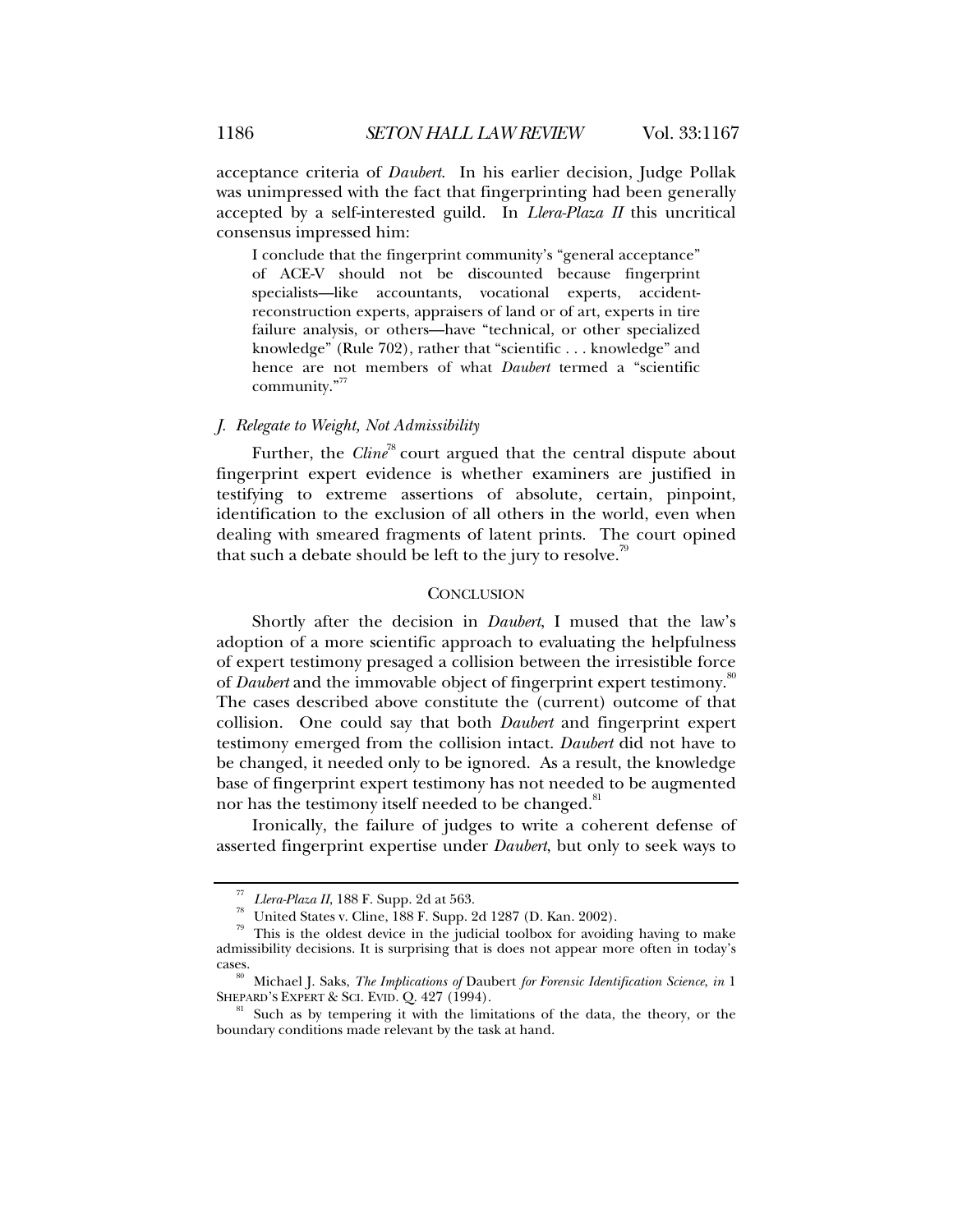acceptance criteria of *Daubert*. In his earlier decision, Judge Pollak was unimpressed with the fact that fingerprinting had been generally accepted by a self-interested guild. In *Llera-Plaza II* this uncritical consensus impressed him:

> I conclude that the fingerprint community's "general acceptance" of ACE-V should not be discounted because fingerprint specialists—like accountants, vocational experts, accident-reconstruction experts, appraisers of land or of art, experts in tire failure analysis, or others—have "technical, or other specialized knowledge" (Rule 702), rather that "scientific . . . knowledge" and hence are not members of what *Daubert* termed a "scientific community."[77]

### *J. Relegate to Weight, Not Admissibility*

Further, the *Cline*[78] court argued that the central dispute about fingerprint expert evidence is whether examiners are justified in testifying to extreme assertions of absolute, certain, pinpoint, identification to the exclusion of all others in the world, even when dealing with smeared fragments of latent prints. The court opined that such a debate should be left to the jury to resolve.[79]

## CONCLUSION

Shortly after the decision in *Daubert*, I mused that the law's adoption of a more scientific approach to evaluating the helpfulness of expert testimony presaged a collision between the irresistible force of *Daubert* and the immovable object of fingerprint expert testimony.[80] The cases described above constitute the (current) outcome of that collision. One could say that both *Daubert* and fingerprint expert testimony emerged from the collision intact. *Daubert* did not have to be changed, it needed only to be ignored. As a result, the knowledge base of fingerprint expert testimony has not needed to be augmented nor has the testimony itself needed to be changed.[81]

Ironically, the failure of judges to write a coherent defense of asserted fingerprint expertise under *Daubert*, but only to seek ways to

---

[77] *Llera-Plaza II*, 188 F. Supp. 2d at 563.

[78] United States v. Cline, 188 F. Supp. 2d 1287 (D. Kan. 2002).

[79] This is the oldest device in the judicial toolbox for avoiding having to make admissibility decisions. It is surprising that is does not appear more often in today's cases.

[80] Michael J. Saks, *The Implications of* Daubert *for Forensic Identification Science*, *in* 1 SHEPARD'S EXPERT & SCI. EVID. Q. 427 (1994).

[81] Such as by tempering it with the limitations of the data, the theory, or the boundary conditions made relevant by the task at hand.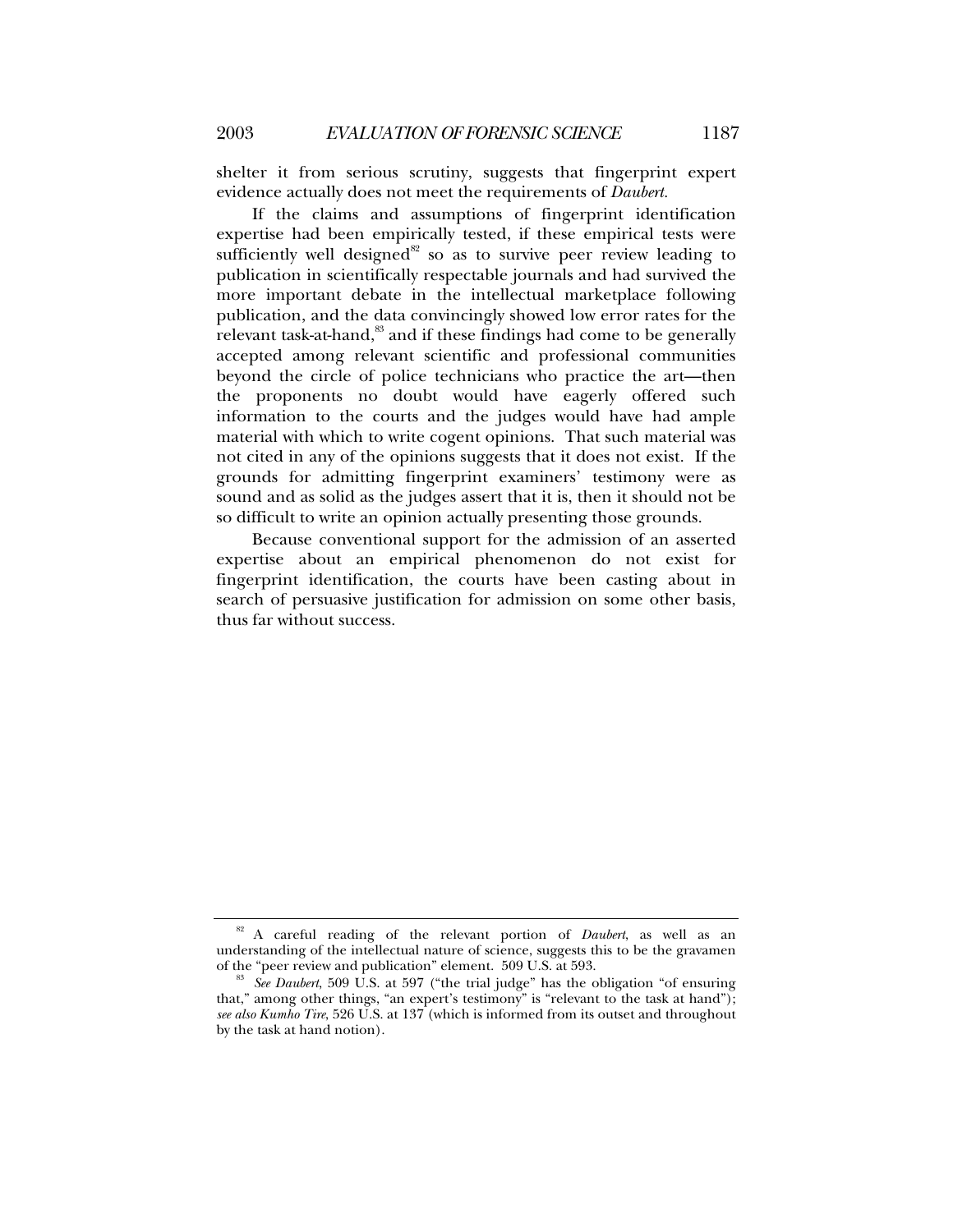shelter it from serious scrutiny, suggests that fingerprint expert evidence actually does not meet the requirements of *Daubert*.

If the claims and assumptions of fingerprint identification expertise had been empirically tested, if these empirical tests were sufficiently well designed[82] so as to survive peer review leading to publication in scientifically respectable journals and had survived the more important debate in the intellectual marketplace following publication, and the data convincingly showed low error rates for the relevant task-at-hand,[83] and if these findings had come to be generally accepted among relevant scientific and professional communities beyond the circle of police technicians who practice the art—then the proponents no doubt would have eagerly offered such information to the courts and the judges would have had ample material with which to write cogent opinions. That such material was not cited in any of the opinions suggests that it does not exist. If the grounds for admitting fingerprint examiners' testimony were as sound and as solid as the judges assert that it is, then it should not be so difficult to write an opinion actually presenting those grounds.

Because conventional support for the admission of an asserted expertise about an empirical phenomenon do not exist for fingerprint identification, the courts have been casting about in search of persuasive justification for admission on some other basis, thus far without success.

---

[82] A careful reading of the relevant portion of *Daubert*, as well as an understanding of the intellectual nature of science, suggests this to be the gravamen of the "peer review and publication" element. 509 U.S. at 593.

[83] *See Daubert*, 509 U.S. at 597 ("the trial judge" has the obligation "of ensuring that," among other things, "an expert's testimony" is "relevant to the task at hand"); *see also Kumho Tire*, 526 U.S. at 137 (which is informed from its outset and throughout by the task at hand notion).